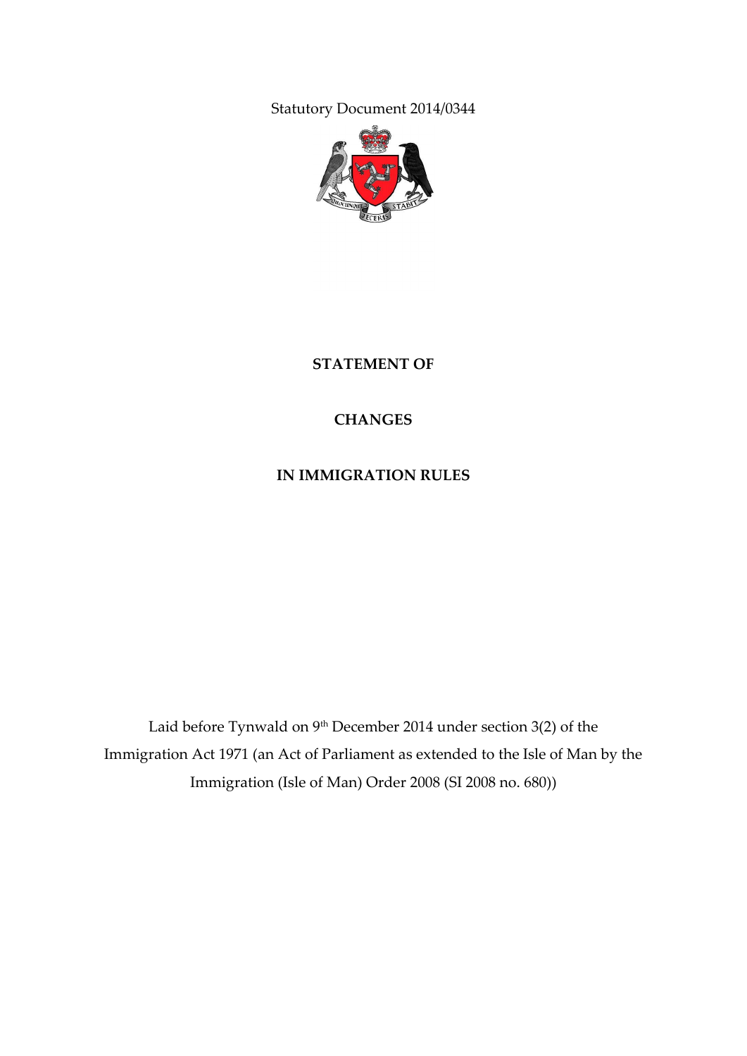Statutory Document 2014/0344

**STATEMENT OF**

**CHANGES**

**IN IMMIGRATION RULES**

Laid before Tynwald on 9th December 2014 under section 3(2) of the Immigration Act 1971 (an Act of Parliament as extended to the Isle of Man by the Immigration (Isle of Man) Order 2008 (SI 2008 no. 680))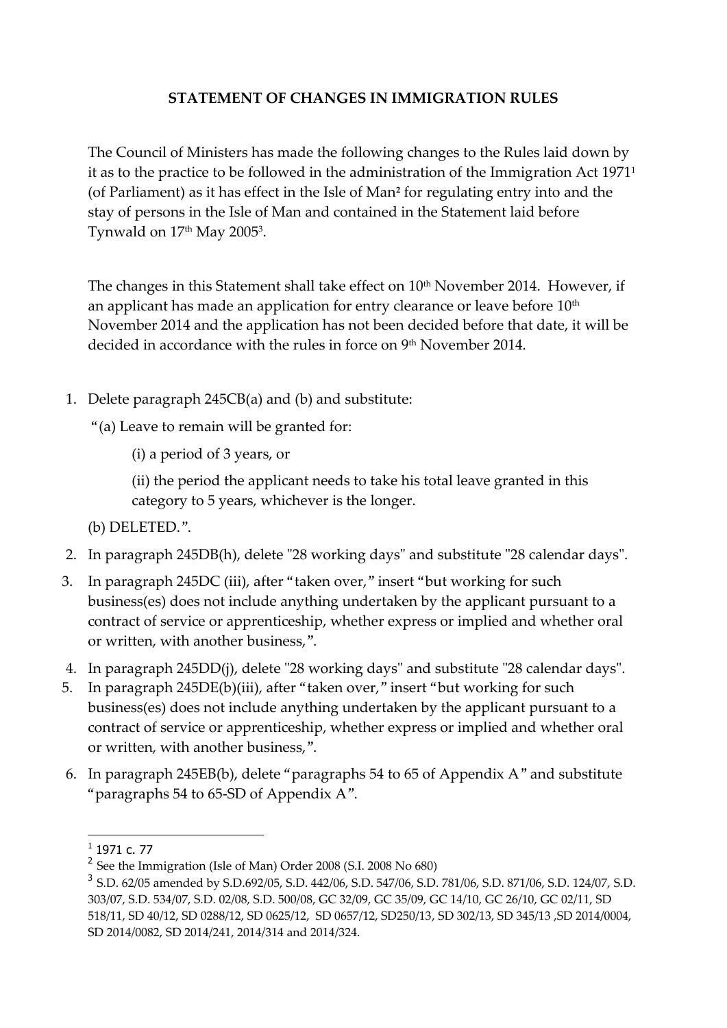**STATEMENT OF CHANGES IN IMMIGRATION RULES**

The Council of Ministers has made the following changes to the Rules laid down by it as to the practice to be followed in the administration of the Immigration Act 1971[1] (of Parliament) as it has effect in the Isle of Man[2] for regulating entry into and the stay of persons in the Isle of Man and contained in the Statement laid before Tynwald on 17th May 2005[3].

The changes in this Statement shall take effect on 10th November 2014. However, if an applicant has made an application for entry clearance or leave before 10th November 2014 and the application has not been decided before that date, it will be decided in accordance with the rules in force on 9th November 2014.

1. Delete paragraph 245CB(a) and (b) and substitute:

   "(a) Leave to remain will be granted for:

   (i) a period of 3 years, or

   (ii) the period the applicant needs to take his total leave granted in this category to 5 years, whichever is the longer.

   (b) DELETED.".

2. In paragraph 245DB(h), delete "28 working days" and substitute "28 calendar days".
3. In paragraph 245DC (iii), after "taken over," insert "but working for such business(es) does not include anything undertaken by the applicant pursuant to a contract of service or apprenticeship, whether express or implied and whether oral or written, with another business,".
4. In paragraph 245DD(j), delete "28 working days" and substitute "28 calendar days".
5. In paragraph 245DE(b)(iii), after "taken over," insert "but working for such business(es) does not include anything undertaken by the applicant pursuant to a contract of service or apprenticeship, whether express or implied and whether oral or written, with another business,".
6. In paragraph 245EB(b), delete "paragraphs 54 to 65 of Appendix A" and substitute "paragraphs 54 to 65-SD of Appendix A".

---

[1] 1971 c. 77

[2] See the Immigration (Isle of Man) Order 2008 (S.I. 2008 No 680)

[3] S.D. 62/05 amended by S.D.692/05, S.D. 442/06, S.D. 547/06, S.D. 781/06, S.D. 871/06, S.D. 124/07, S.D. 303/07, S.D. 534/07, S.D. 02/08, S.D. 500/08, GC 32/09, GC 35/09, GC 14/10, GC 26/10, GC 02/11, SD 518/11, SD 40/12, SD 0288/12, SD 0625/12, SD 0657/12, SD250/13, SD 302/13, SD 345/13 ,SD 2014/0004, SD 2014/0082, SD 2014/241, 2014/314 and 2014/324.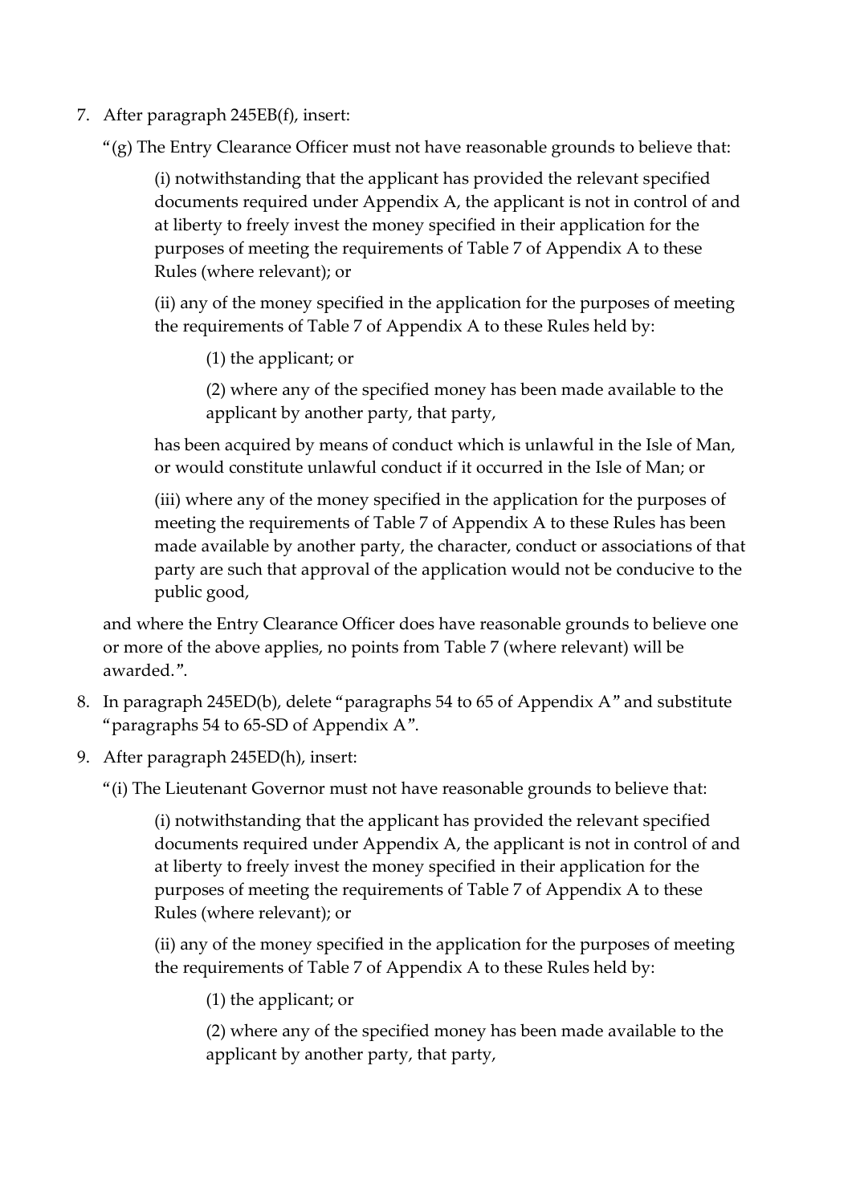7. After paragraph 245EB(f), insert:

   "(g) The Entry Clearance Officer must not have reasonable grounds to believe that:

   (i) notwithstanding that the applicant has provided the relevant specified documents required under Appendix A, the applicant is not in control of and at liberty to freely invest the money specified in their application for the purposes of meeting the requirements of Table 7 of Appendix A to these Rules (where relevant); or

   (ii) any of the money specified in the application for the purposes of meeting the requirements of Table 7 of Appendix A to these Rules held by:

   (1) the applicant; or

   (2) where any of the specified money has been made available to the applicant by another party, that party,

   has been acquired by means of conduct which is unlawful in the Isle of Man, or would constitute unlawful conduct if it occurred in the Isle of Man; or

   (iii) where any of the money specified in the application for the purposes of meeting the requirements of Table 7 of Appendix A to these Rules has been made available by another party, the character, conduct or associations of that party are such that approval of the application would not be conducive to the public good,

   and where the Entry Clearance Officer does have reasonable grounds to believe one or more of the above applies, no points from Table 7 (where relevant) will be awarded.".

8. In paragraph 245ED(b), delete "paragraphs 54 to 65 of Appendix A" and substitute "paragraphs 54 to 65-SD of Appendix A".

9. After paragraph 245ED(h), insert:

   "(i) The Lieutenant Governor must not have reasonable grounds to believe that:

   (i) notwithstanding that the applicant has provided the relevant specified documents required under Appendix A, the applicant is not in control of and at liberty to freely invest the money specified in their application for the purposes of meeting the requirements of Table 7 of Appendix A to these Rules (where relevant); or

   (ii) any of the money specified in the application for the purposes of meeting the requirements of Table 7 of Appendix A to these Rules held by:

   (1) the applicant; or

   (2) where any of the specified money has been made available to the applicant by another party, that party,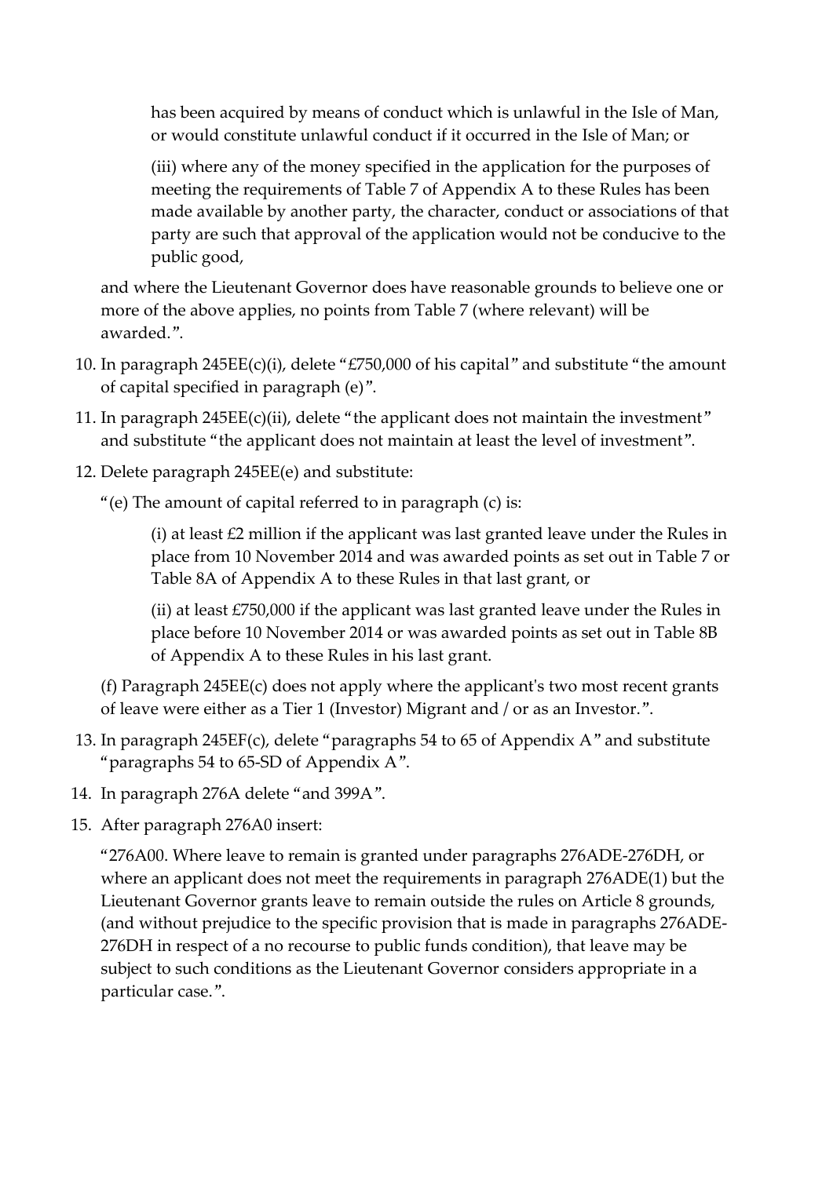has been acquired by means of conduct which is unlawful in the Isle of Man, or would constitute unlawful conduct if it occurred in the Isle of Man; or

(iii) where any of the money specified in the application for the purposes of meeting the requirements of Table 7 of Appendix A to these Rules has been made available by another party, the character, conduct or associations of that party are such that approval of the application would not be conducive to the public good,

and where the Lieutenant Governor does have reasonable grounds to believe one or more of the above applies, no points from Table 7 (where relevant) will be awarded.".

10. In paragraph 245EE(c)(i), delete "£750,000 of his capital" and substitute "the amount of capital specified in paragraph (e)".

11. In paragraph 245EE(c)(ii), delete "the applicant does not maintain the investment" and substitute "the applicant does not maintain at least the level of investment".

12. Delete paragraph 245EE(e) and substitute:

"(e) The amount of capital referred to in paragraph (c) is:

(i) at least £2 million if the applicant was last granted leave under the Rules in place from 10 November 2014 and was awarded points as set out in Table 7 or Table 8A of Appendix A to these Rules in that last grant, or

(ii) at least £750,000 if the applicant was last granted leave under the Rules in place before 10 November 2014 or was awarded points as set out in Table 8B of Appendix A to these Rules in his last grant.

(f) Paragraph 245EE(c) does not apply where the applicant's two most recent grants of leave were either as a Tier 1 (Investor) Migrant and / or as an Investor.".

13. In paragraph 245EF(c), delete "paragraphs 54 to 65 of Appendix A" and substitute "paragraphs 54 to 65-SD of Appendix A".

14. In paragraph 276A delete "and 399A".

15. After paragraph 276A0 insert:

"276A00. Where leave to remain is granted under paragraphs 276ADE-276DH, or where an applicant does not meet the requirements in paragraph 276ADE(1) but the Lieutenant Governor grants leave to remain outside the rules on Article 8 grounds, (and without prejudice to the specific provision that is made in paragraphs 276ADE-276DH in respect of a no recourse to public funds condition), that leave may be subject to such conditions as the Lieutenant Governor considers appropriate in a particular case.".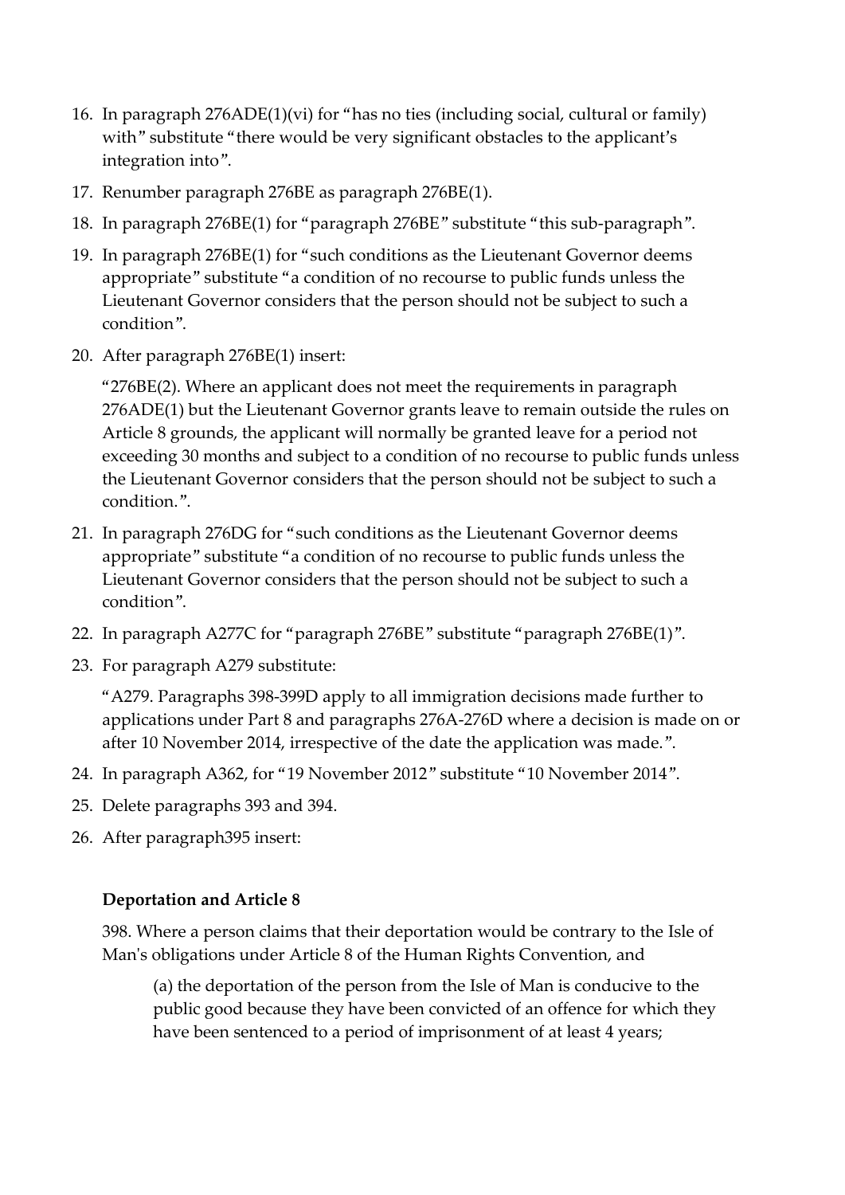16. In paragraph 276ADE(1)(vi) for "has no ties (including social, cultural or family) with" substitute "there would be very significant obstacles to the applicant's integration into".

17. Renumber paragraph 276BE as paragraph 276BE(1).

18. In paragraph 276BE(1) for "paragraph 276BE" substitute "this sub-paragraph".

19. In paragraph 276BE(1) for "such conditions as the Lieutenant Governor deems appropriate" substitute "a condition of no recourse to public funds unless the Lieutenant Governor considers that the person should not be subject to such a condition".

20. After paragraph 276BE(1) insert:

    "276BE(2). Where an applicant does not meet the requirements in paragraph 276ADE(1) but the Lieutenant Governor grants leave to remain outside the rules on Article 8 grounds, the applicant will normally be granted leave for a period not exceeding 30 months and subject to a condition of no recourse to public funds unless the Lieutenant Governor considers that the person should not be subject to such a condition.".

21. In paragraph 276DG for "such conditions as the Lieutenant Governor deems appropriate" substitute "a condition of no recourse to public funds unless the Lieutenant Governor considers that the person should not be subject to such a condition".

22. In paragraph A277C for "paragraph 276BE" substitute "paragraph 276BE(1)".

23. For paragraph A279 substitute:

    "A279. Paragraphs 398-399D apply to all immigration decisions made further to applications under Part 8 and paragraphs 276A-276D where a decision is made on or after 10 November 2014, irrespective of the date the application was made.".

24. In paragraph A362, for "19 November 2012" substitute "10 November 2014".

25. Delete paragraphs 393 and 394.

26. After paragraph395 insert:

    **Deportation and Article 8**

    398. Where a person claims that their deportation would be contrary to the Isle of Man's obligations under Article 8 of the Human Rights Convention, and

    > (a) the deportation of the person from the Isle of Man is conducive to the public good because they have been convicted of an offence for which they have been sentenced to a period of imprisonment of at least 4 years;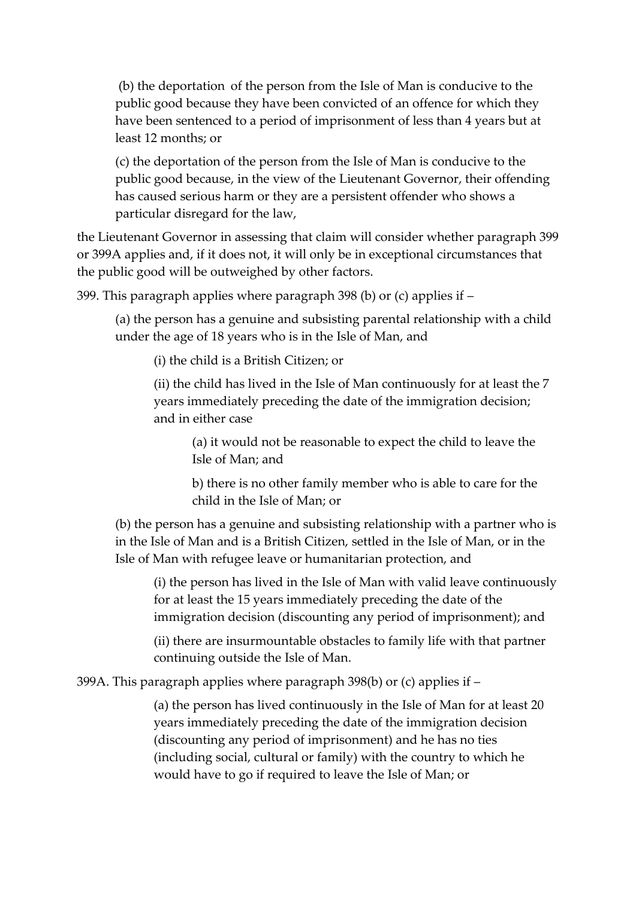(b) the deportation of the person from the Isle of Man is conducive to the public good because they have been convicted of an offence for which they have been sentenced to a period of imprisonment of less than 4 years but at least 12 months; or

(c) the deportation of the person from the Isle of Man is conducive to the public good because, in the view of the Lieutenant Governor, their offending has caused serious harm or they are a persistent offender who shows a particular disregard for the law,

the Lieutenant Governor in assessing that claim will consider whether paragraph 399 or 399A applies and, if it does not, it will only be in exceptional circumstances that the public good will be outweighed by other factors.

399. This paragraph applies where paragraph 398 (b) or (c) applies if –

(a) the person has a genuine and subsisting parental relationship with a child under the age of 18 years who is in the Isle of Man, and

(i) the child is a British Citizen; or

(ii) the child has lived in the Isle of Man continuously for at least the 7 years immediately preceding the date of the immigration decision; and in either case

(a) it would not be reasonable to expect the child to leave the Isle of Man; and

b) there is no other family member who is able to care for the child in the Isle of Man; or

(b) the person has a genuine and subsisting relationship with a partner who is in the Isle of Man and is a British Citizen, settled in the Isle of Man, or in the Isle of Man with refugee leave or humanitarian protection, and

(i) the person has lived in the Isle of Man with valid leave continuously for at least the 15 years immediately preceding the date of the immigration decision (discounting any period of imprisonment); and

(ii) there are insurmountable obstacles to family life with that partner continuing outside the Isle of Man.

399A. This paragraph applies where paragraph 398(b) or (c) applies if –

(a) the person has lived continuously in the Isle of Man for at least 20 years immediately preceding the date of the immigration decision (discounting any period of imprisonment) and he has no ties (including social, cultural or family) with the country to which he would have to go if required to leave the Isle of Man; or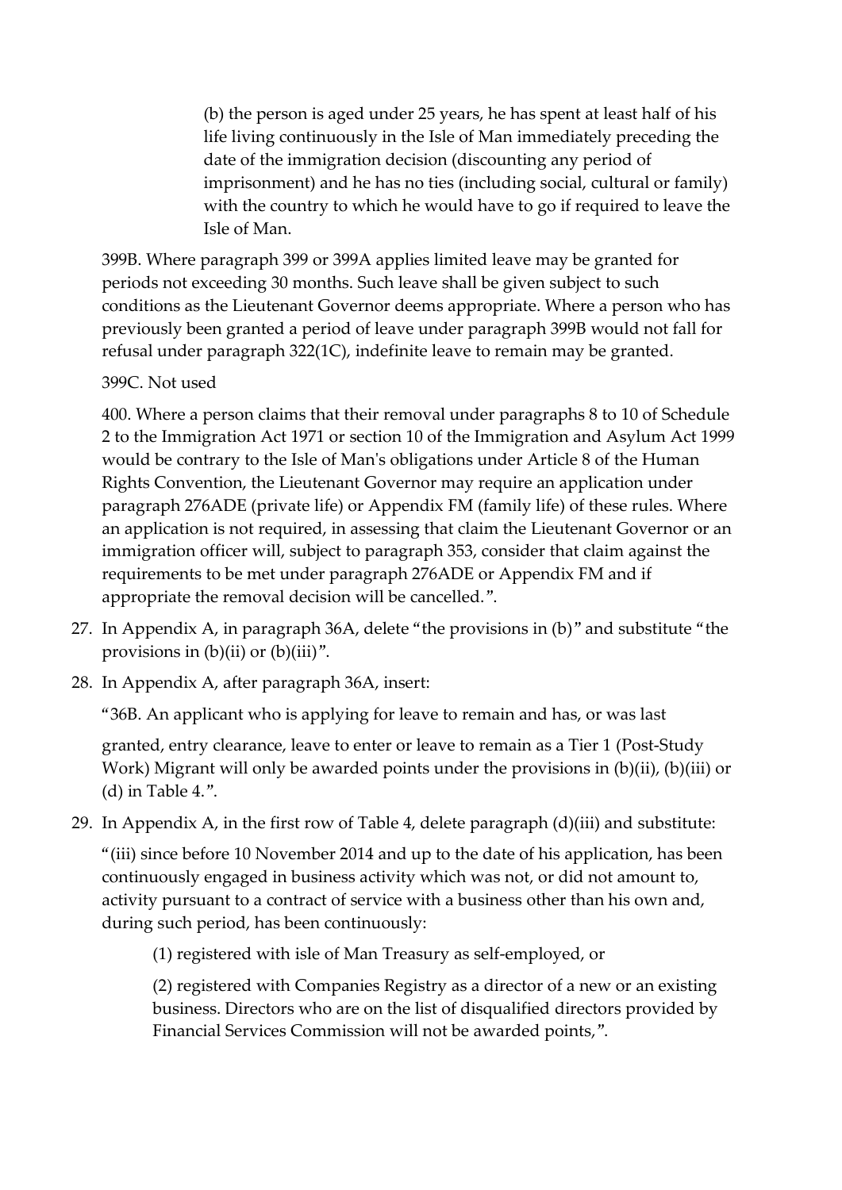(b) the person is aged under 25 years, he has spent at least half of his life living continuously in the Isle of Man immediately preceding the date of the immigration decision (discounting any period of imprisonment) and he has no ties (including social, cultural or family) with the country to which he would have to go if required to leave the Isle of Man.

399B. Where paragraph 399 or 399A applies limited leave may be granted for periods not exceeding 30 months. Such leave shall be given subject to such conditions as the Lieutenant Governor deems appropriate. Where a person who has previously been granted a period of leave under paragraph 399B would not fall for refusal under paragraph 322(1C), indefinite leave to remain may be granted.

399C. Not used

400. Where a person claims that their removal under paragraphs 8 to 10 of Schedule 2 to the Immigration Act 1971 or section 10 of the Immigration and Asylum Act 1999 would be contrary to the Isle of Man's obligations under Article 8 of the Human Rights Convention, the Lieutenant Governor may require an application under paragraph 276ADE (private life) or Appendix FM (family life) of these rules. Where an application is not required, in assessing that claim the Lieutenant Governor or an immigration officer will, subject to paragraph 353, consider that claim against the requirements to be met under paragraph 276ADE or Appendix FM and if appropriate the removal decision will be cancelled.".

27. In Appendix A, in paragraph 36A, delete "the provisions in (b)" and substitute "the provisions in (b)(ii) or (b)(iii)".

28. In Appendix A, after paragraph 36A, insert:

"36B. An applicant who is applying for leave to remain and has, or was last granted, entry clearance, leave to enter or leave to remain as a Tier 1 (Post-Study Work) Migrant will only be awarded points under the provisions in (b)(ii), (b)(iii) or (d) in Table 4.".

29. In Appendix A, in the first row of Table 4, delete paragraph (d)(iii) and substitute:

"(iii) since before 10 November 2014 and up to the date of his application, has been continuously engaged in business activity which was not, or did not amount to, activity pursuant to a contract of service with a business other than his own and, during such period, has been continuously:

(1) registered with isle of Man Treasury as self-employed, or

(2) registered with Companies Registry as a director of a new or an existing business. Directors who are on the list of disqualified directors provided by Financial Services Commission will not be awarded points,".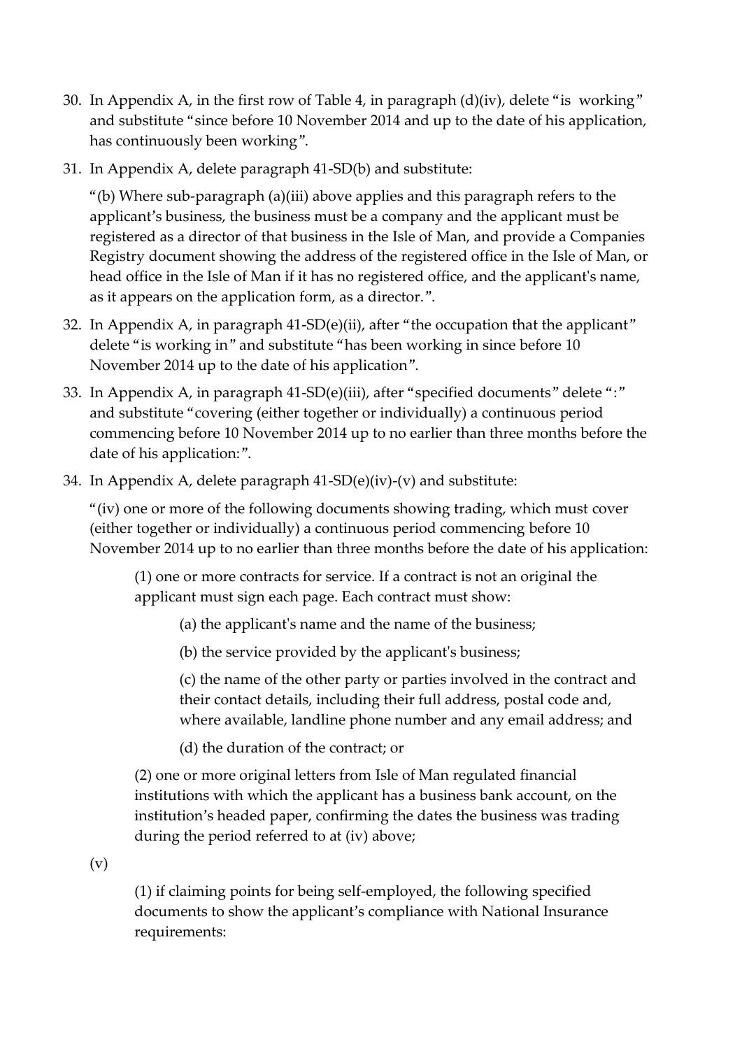30. In Appendix A, in the first row of Table 4, in paragraph (d)(iv), delete "is working" and substitute "since before 10 November 2014 and up to the date of his application, has continuously been working".

31. In Appendix A, delete paragraph 41-SD(b) and substitute:

    "(b) Where sub-paragraph (a)(iii) above applies and this paragraph refers to the applicant's business, the business must be a company and the applicant must be registered as a director of that business in the Isle of Man, and provide a Companies Registry document showing the address of the registered office in the Isle of Man, or head office in the Isle of Man if it has no registered office, and the applicant's name, as it appears on the application form, as a director.".

32. In Appendix A, in paragraph 41-SD(e)(ii), after "the occupation that the applicant" delete "is working in" and substitute "has been working in since before 10 November 2014 up to the date of his application".

33. In Appendix A, in paragraph 41-SD(e)(iii), after "specified documents" delete ":" and substitute "covering (either together or individually) a continuous period commencing before 10 November 2014 up to no earlier than three months before the date of his application:".

34. In Appendix A, delete paragraph 41-SD(e)(iv)-(v) and substitute:

    "(iv) one or more of the following documents showing trading, which must cover (either together or individually) a continuous period commencing before 10 November 2014 up to no earlier than three months before the date of his application:

    > (1) one or more contracts for service. If a contract is not an original the applicant must sign each page. Each contract must show:
    >
    > > (a) the applicant's name and the name of the business;
    > >
    > > (b) the service provided by the applicant's business;
    > >
    > > (c) the name of the other party or parties involved in the contract and their contact details, including their full address, postal code and, where available, landline phone number and any email address; and
    > >
    > > (d) the duration of the contract; or
    >
    > (2) one or more original letters from Isle of Man regulated financial institutions with which the applicant has a business bank account, on the institution's headed paper, confirming the dates the business was trading during the period referred to at (iv) above;

    (v)

    > (1) if claiming points for being self-employed, the following specified documents to show the applicant's compliance with National Insurance requirements: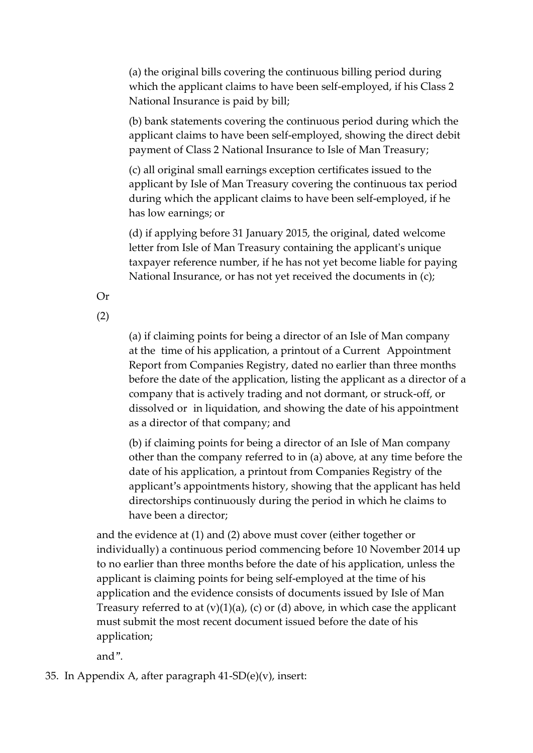(a) the original bills covering the continuous billing period during which the applicant claims to have been self-employed, if his Class 2 National Insurance is paid by bill;

(b) bank statements covering the continuous period during which the applicant claims to have been self-employed, showing the direct debit payment of Class 2 National Insurance to Isle of Man Treasury;

(c) all original small earnings exception certificates issued to the applicant by Isle of Man Treasury covering the continuous tax period during which the applicant claims to have been self-employed, if he has low earnings; or

(d) if applying before 31 January 2015, the original, dated welcome letter from Isle of Man Treasury containing the applicant's unique taxpayer reference number, if he has not yet become liable for paying National Insurance, or has not yet received the documents in (c);

Or

(2)

(a) if claiming points for being a director of an Isle of Man company at the time of his application, a printout of a Current Appointment Report from Companies Registry, dated no earlier than three months before the date of the application, listing the applicant as a director of a company that is actively trading and not dormant, or struck-off, or dissolved or in liquidation, and showing the date of his appointment as a director of that company; and

(b) if claiming points for being a director of an Isle of Man company other than the company referred to in (a) above, at any time before the date of his application, a printout from Companies Registry of the applicant's appointments history, showing that the applicant has held directorships continuously during the period in which he claims to have been a director;

and the evidence at (1) and (2) above must cover (either together or individually) a continuous period commencing before 10 November 2014 up to no earlier than three months before the date of his application, unless the applicant is claiming points for being self-employed at the time of his application and the evidence consists of documents issued by Isle of Man Treasury referred to at (v)(1)(a), (c) or (d) above, in which case the applicant must submit the most recent document issued before the date of his application;

and".

35. In Appendix A, after paragraph 41-SD(e)(v), insert: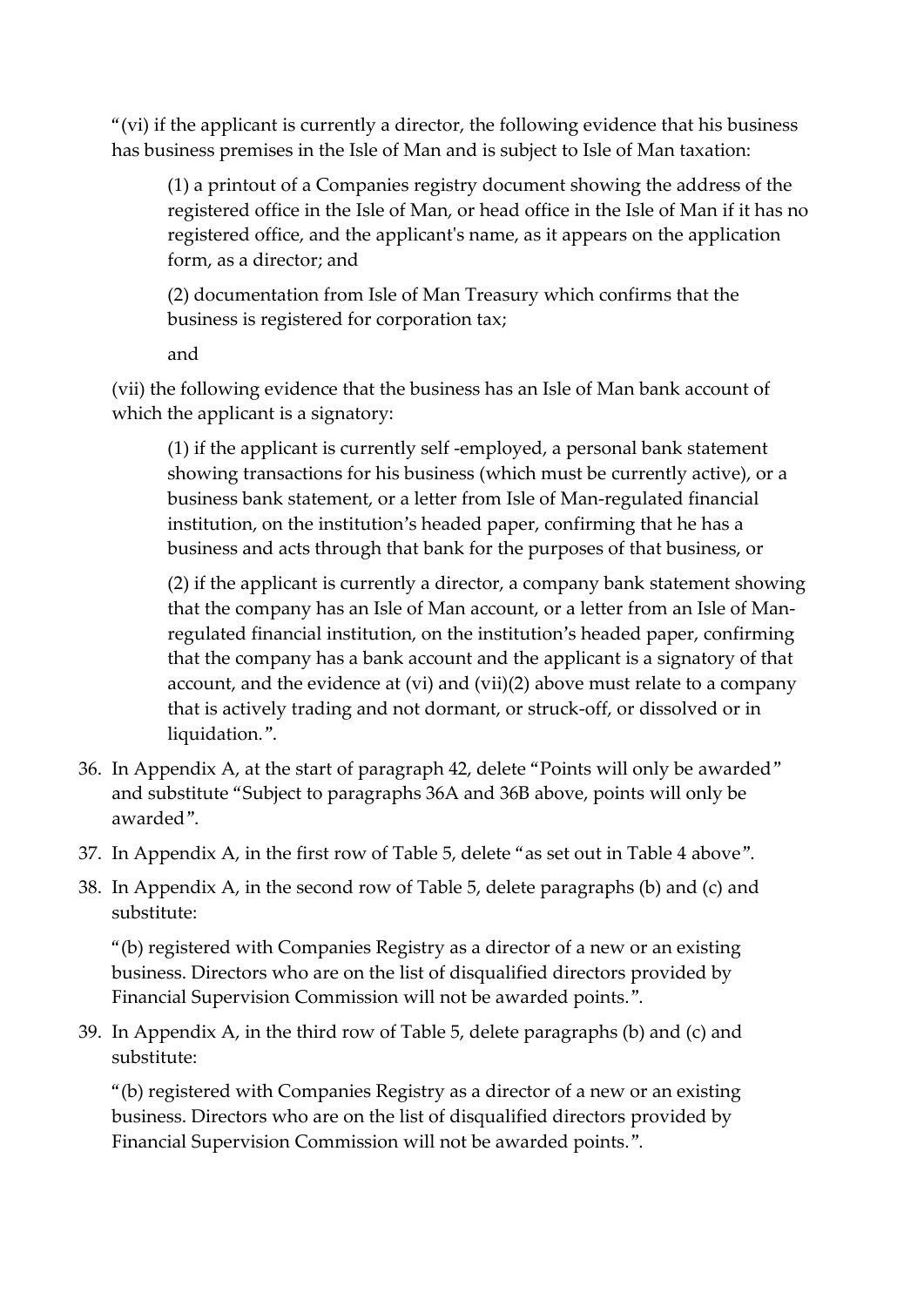"(vi) if the applicant is currently a director, the following evidence that his business has business premises in the Isle of Man and is subject to Isle of Man taxation:

> (1) a printout of a Companies registry document showing the address of the registered office in the Isle of Man, or head office in the Isle of Man if it has no registered office, and the applicant's name, as it appears on the application form, as a director; and
>
> (2) documentation from Isle of Man Treasury which confirms that the business is registered for corporation tax;
>
> and

(vii) the following evidence that the business has an Isle of Man bank account of which the applicant is a signatory:

> (1) if the applicant is currently self -employed, a personal bank statement showing transactions for his business (which must be currently active), or a business bank statement, or a letter from Isle of Man-regulated financial institution, on the institution's headed paper, confirming that he has a business and acts through that bank for the purposes of that business, or
>
> (2) if the applicant is currently a director, a company bank statement showing that the company has an Isle of Man account, or a letter from an Isle of Man-regulated financial institution, on the institution's headed paper, confirming that the company has a bank account and the applicant is a signatory of that account, and the evidence at (vi) and (vii)(2) above must relate to a company that is actively trading and not dormant, or struck-off, or dissolved or in liquidation.".

36. In Appendix A, at the start of paragraph 42, delete "Points will only be awarded" and substitute "Subject to paragraphs 36A and 36B above, points will only be awarded".

37. In Appendix A, in the first row of Table 5, delete "as set out in Table 4 above".

38. In Appendix A, in the second row of Table 5, delete paragraphs (b) and (c) and substitute:

    "(b) registered with Companies Registry as a director of a new or an existing business. Directors who are on the list of disqualified directors provided by Financial Supervision Commission will not be awarded points.".

39. In Appendix A, in the third row of Table 5, delete paragraphs (b) and (c) and substitute:

    "(b) registered with Companies Registry as a director of a new or an existing business. Directors who are on the list of disqualified directors provided by Financial Supervision Commission will not be awarded points.".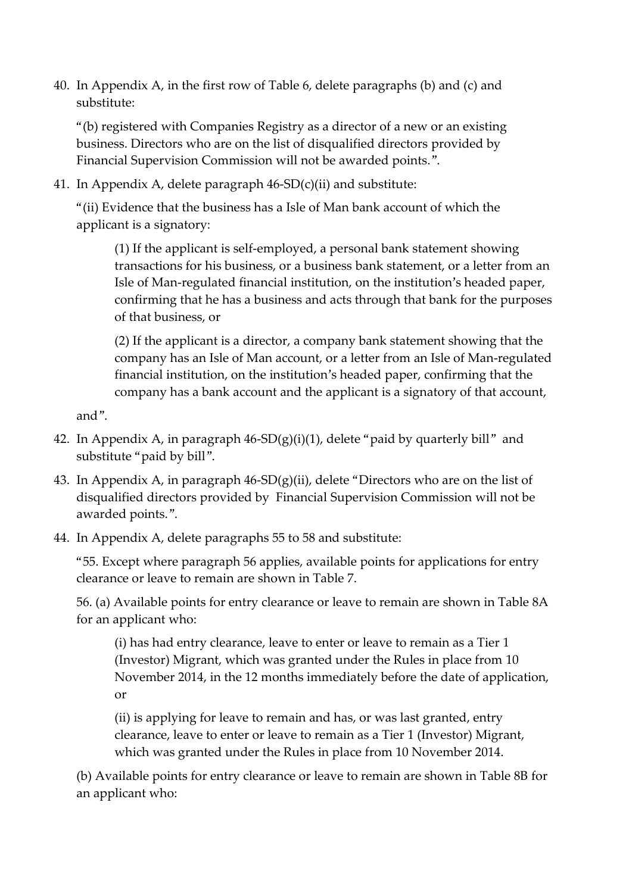40. In Appendix A, in the first row of Table 6, delete paragraphs (b) and (c) and substitute:

    "(b) registered with Companies Registry as a director of a new or an existing business. Directors who are on the list of disqualified directors provided by Financial Supervision Commission will not be awarded points.".

41. In Appendix A, delete paragraph 46-SD(c)(ii) and substitute:

    "(ii) Evidence that the business has a Isle of Man bank account of which the applicant is a signatory:

    > (1) If the applicant is self-employed, a personal bank statement showing transactions for his business, or a business bank statement, or a letter from an Isle of Man-regulated financial institution, on the institution's headed paper, confirming that he has a business and acts through that bank for the purposes of that business, or
    >
    > (2) If the applicant is a director, a company bank statement showing that the company has an Isle of Man account, or a letter from an Isle of Man-regulated financial institution, on the institution's headed paper, confirming that the company has a bank account and the applicant is a signatory of that account,

    and".

42. In Appendix A, in paragraph 46-SD(g)(i)(1), delete "paid by quarterly bill" and substitute "paid by bill".

43. In Appendix A, in paragraph 46-SD(g)(ii), delete "Directors who are on the list of disqualified directors provided by Financial Supervision Commission will not be awarded points.".

44. In Appendix A, delete paragraphs 55 to 58 and substitute:

    "55. Except where paragraph 56 applies, available points for applications for entry clearance or leave to remain are shown in Table 7.

    56. (a) Available points for entry clearance or leave to remain are shown in Table 8A for an applicant who:

    > (i) has had entry clearance, leave to enter or leave to remain as a Tier 1 (Investor) Migrant, which was granted under the Rules in place from 10 November 2014, in the 12 months immediately before the date of application, or
    >
    > (ii) is applying for leave to remain and has, or was last granted, entry clearance, leave to enter or leave to remain as a Tier 1 (Investor) Migrant, which was granted under the Rules in place from 10 November 2014.

    (b) Available points for entry clearance or leave to remain are shown in Table 8B for an applicant who: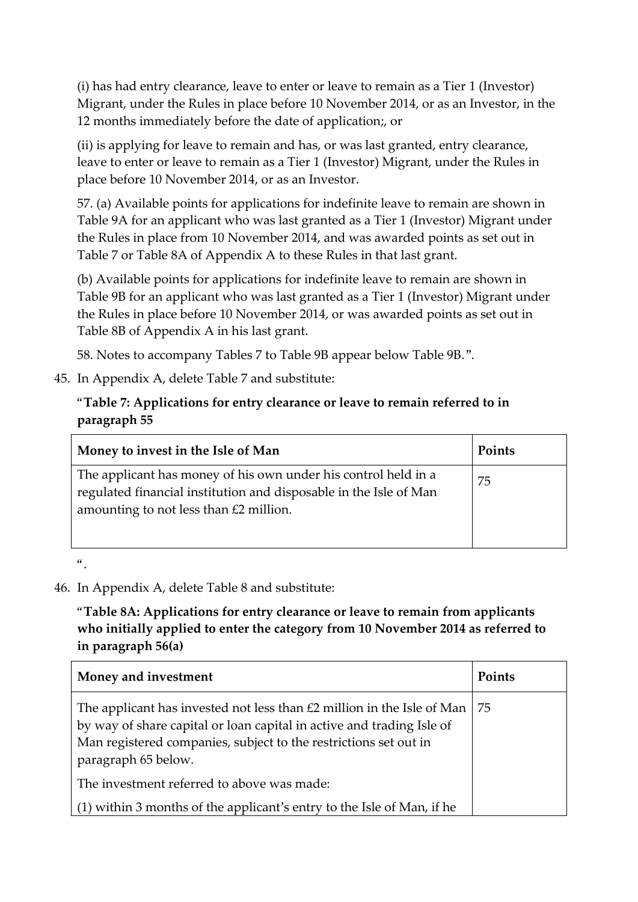(i) has had entry clearance, leave to enter or leave to remain as a Tier 1 (Investor) Migrant, under the Rules in place before 10 November 2014, or as an Investor, in the 12 months immediately before the date of application;, or

(ii) is applying for leave to remain and has, or was last granted, entry clearance, leave to enter or leave to remain as a Tier 1 (Investor) Migrant, under the Rules in place before 10 November 2014, or as an Investor.

57. (a) Available points for applications for indefinite leave to remain are shown in Table 9A for an applicant who was last granted as a Tier 1 (Investor) Migrant under the Rules in place from 10 November 2014, and was awarded points as set out in Table 7 or Table 8A of Appendix A to these Rules in that last grant.

(b) Available points for applications for indefinite leave to remain are shown in Table 9B for an applicant who was last granted as a Tier 1 (Investor) Migrant under the Rules in place before 10 November 2014, or was awarded points as set out in Table 8B of Appendix A in his last grant.

58. Notes to accompany Tables 7 to Table 9B appear below Table 9B.".

45. In Appendix A, delete Table 7 and substitute:

"**Table 7: Applications for entry clearance or leave to remain referred to in paragraph 55**

| Money to invest in the Isle of Man | Points |
|---|---|
| The applicant has money of his own under his control held in a regulated financial institution and disposable in the Isle of Man amounting to not less than £2 million. | 75 |

".

46. In Appendix A, delete Table 8 and substitute:

"**Table 8A: Applications for entry clearance or leave to remain from applicants who initially applied to enter the category from 10 November 2014 as referred to in paragraph 56(a)**

| Money and investment | Points |
|---|---|
| The applicant has invested not less than £2 million in the Isle of Man by way of share capital or loan capital in active and trading Isle of Man registered companies, subject to the restrictions set out in paragraph 65 below.<br>The investment referred to above was made:<br>(1) within 3 months of the applicant's entry to the Isle of Man, if he | 75 |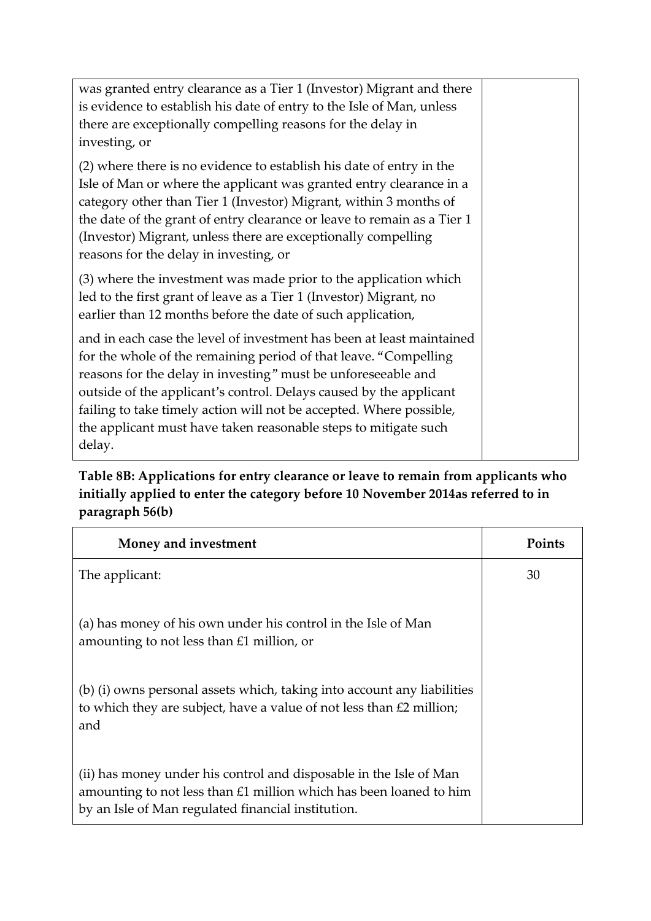| | |
|---|---|
| was granted entry clearance as a Tier 1 (Investor) Migrant and there is evidence to establish his date of entry to the Isle of Man, unless there are exceptionally compelling reasons for the delay in investing, or<br><br>(2) where there is no evidence to establish his date of entry in the Isle of Man or where the applicant was granted entry clearance in a category other than Tier 1 (Investor) Migrant, within 3 months of the date of the grant of entry clearance or leave to remain as a Tier 1 (Investor) Migrant, unless there are exceptionally compelling reasons for the delay in investing, or<br><br>(3) where the investment was made prior to the application which led to the first grant of leave as a Tier 1 (Investor) Migrant, no earlier than 12 months before the date of such application,<br><br>and in each case the level of investment has been at least maintained for the whole of the remaining period of that leave. "Compelling reasons for the delay in investing" must be unforeseeable and outside of the applicant's control. Delays caused by the applicant failing to take timely action will not be accepted. Where possible, the applicant must have taken reasonable steps to mitigate such delay. | |

**Table 8B: Applications for entry clearance or leave to remain from applicants who initially applied to enter the category before 10 November 2014as referred to in paragraph 56(b)**

| Money and investment | Points |
|---|---|
| The applicant:<br><br>(a) has money of his own under his control in the Isle of Man amounting to not less than £1 million, or<br><br>(b) (i) owns personal assets which, taking into account any liabilities to which they are subject, have a value of not less than £2 million; and<br><br>(ii) has money under his control and disposable in the Isle of Man amounting to not less than £1 million which has been loaned to him by an Isle of Man regulated financial institution. | 30 |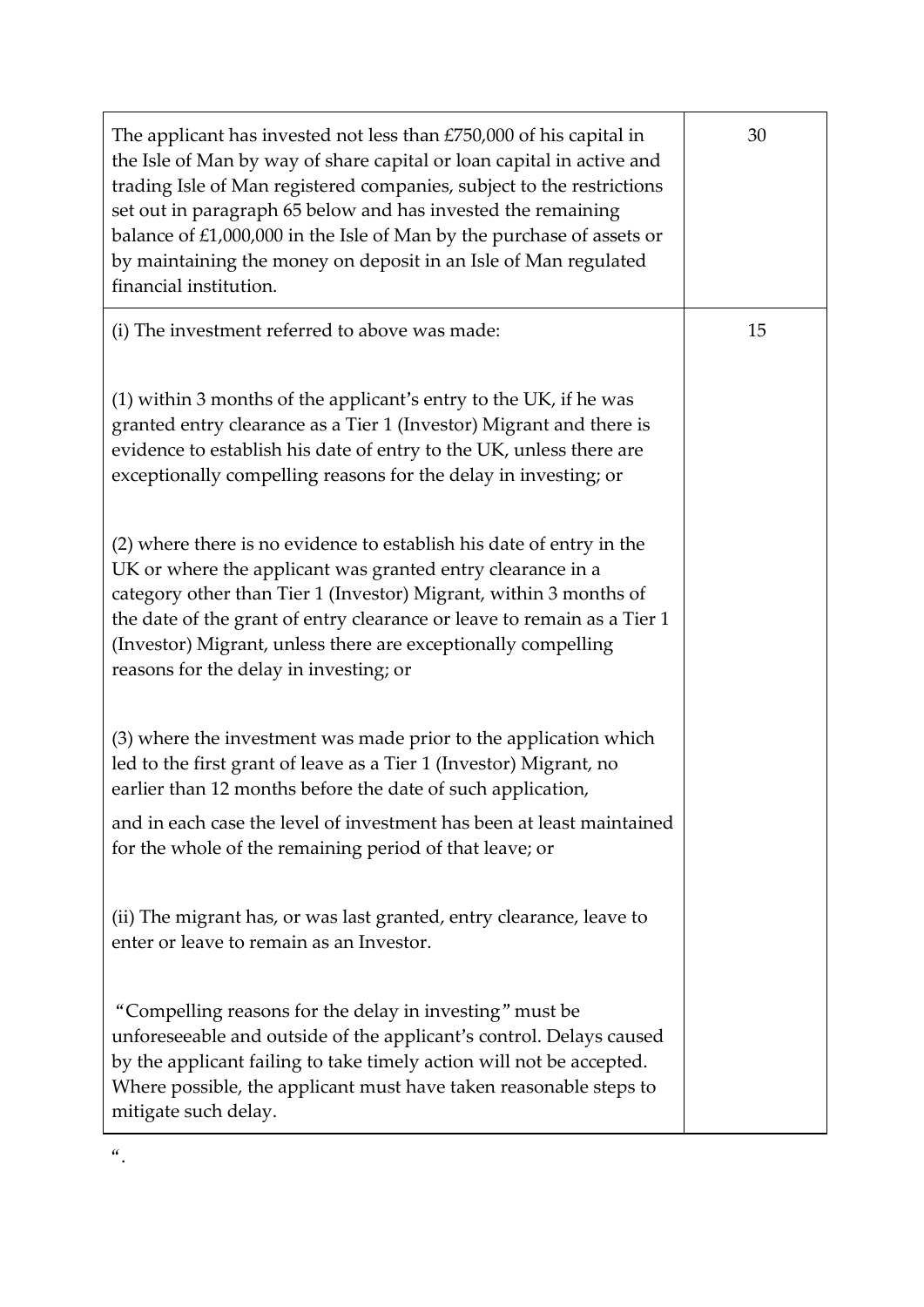| | |
|---|---|
| The applicant has invested not less than £750,000 of his capital in the Isle of Man by way of share capital or loan capital in active and trading Isle of Man registered companies, subject to the restrictions set out in paragraph 65 below and has invested the remaining balance of £1,000,000 in the Isle of Man by the purchase of assets or by maintaining the money on deposit in an Isle of Man regulated financial institution. | 30 |
| (i) The investment referred to above was made:<br><br>(1) within 3 months of the applicant's entry to the UK, if he was granted entry clearance as a Tier 1 (Investor) Migrant and there is evidence to establish his date of entry to the UK, unless there are exceptionally compelling reasons for the delay in investing; or<br><br>(2) where there is no evidence to establish his date of entry in the UK or where the applicant was granted entry clearance in a category other than Tier 1 (Investor) Migrant, within 3 months of the date of the grant of entry clearance or leave to remain as a Tier 1 (Investor) Migrant, unless there are exceptionally compelling reasons for the delay in investing; or<br><br>(3) where the investment was made prior to the application which led to the first grant of leave as a Tier 1 (Investor) Migrant, no earlier than 12 months before the date of such application,<br><br>and in each case the level of investment has been at least maintained for the whole of the remaining period of that leave; or<br><br>(ii) The migrant has, or was last granted, entry clearance, leave to enter or leave to remain as an Investor.<br><br>"Compelling reasons for the delay in investing" must be unforeseeable and outside of the applicant's control. Delays caused by the applicant failing to take timely action will not be accepted. Where possible, the applicant must have taken reasonable steps to mitigate such delay. | 15 |

".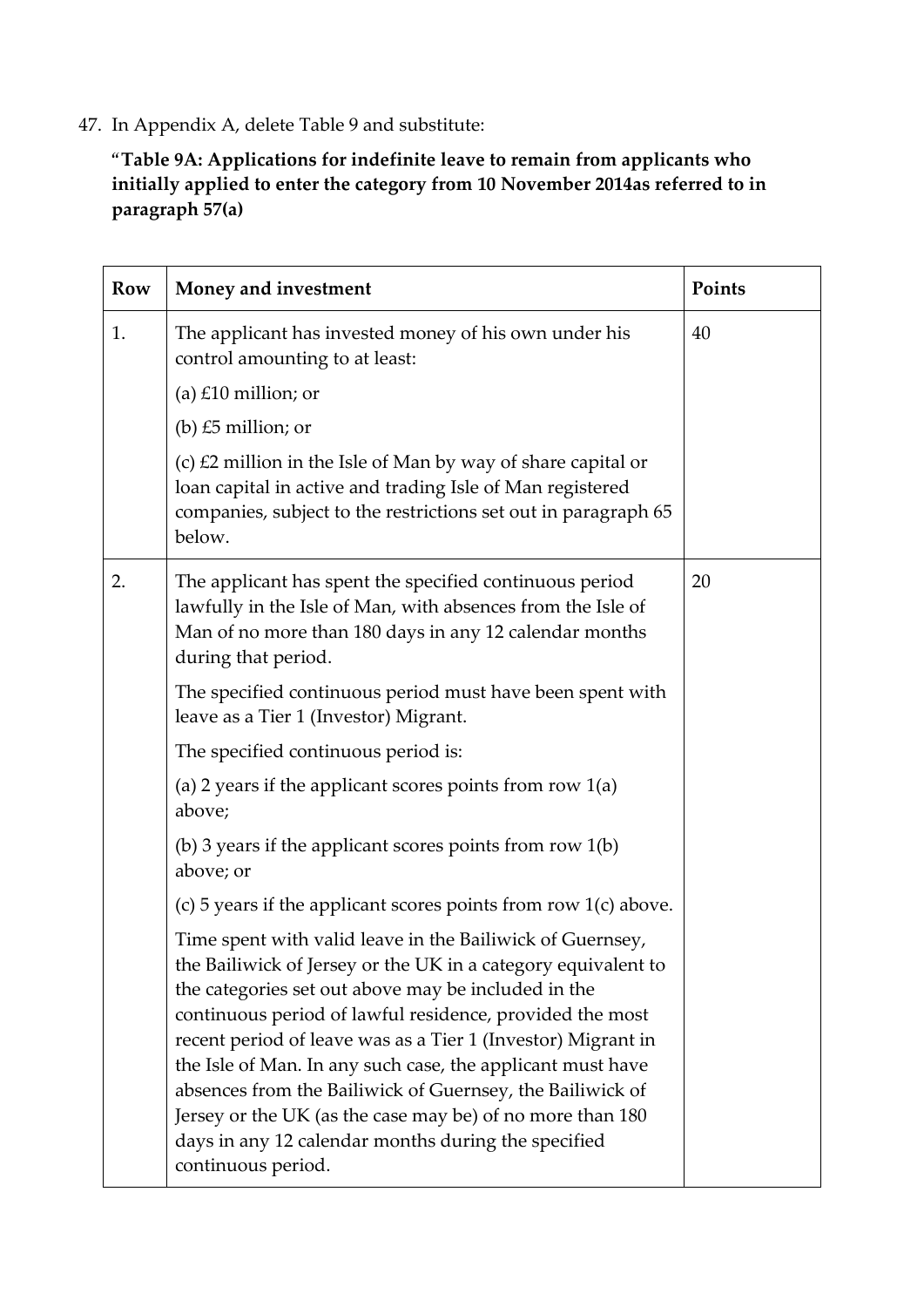47. In Appendix A, delete Table 9 and substitute:

**"Table 9A: Applications for indefinite leave to remain from applicants who initially applied to enter the category from 10 November 2014as referred to in paragraph 57(a)**

| Row | Money and investment | Points |
|---|---|---|
| 1. | The applicant has invested money of his own under his control amounting to at least:<br>(a) £10 million; or<br>(b) £5 million; or<br>(c) £2 million in the Isle of Man by way of share capital or loan capital in active and trading Isle of Man registered companies, subject to the restrictions set out in paragraph 65 below. | 40 |
| 2. | The applicant has spent the specified continuous period lawfully in the Isle of Man, with absences from the Isle of Man of no more than 180 days in any 12 calendar months during that period.<br>The specified continuous period must have been spent with leave as a Tier 1 (Investor) Migrant.<br>The specified continuous period is:<br>(a) 2 years if the applicant scores points from row 1(a) above;<br>(b) 3 years if the applicant scores points from row 1(b) above; or<br>(c) 5 years if the applicant scores points from row 1(c) above.<br>Time spent with valid leave in the Bailiwick of Guernsey, the Bailiwick of Jersey or the UK in a category equivalent to the categories set out above may be included in the continuous period of lawful residence, provided the most recent period of leave was as a Tier 1 (Investor) Migrant in the Isle of Man. In any such case, the applicant must have absences from the Bailiwick of Guernsey, the Bailiwick of Jersey or the UK (as the case may be) of no more than 180 days in any 12 calendar months during the specified continuous period. | 20 |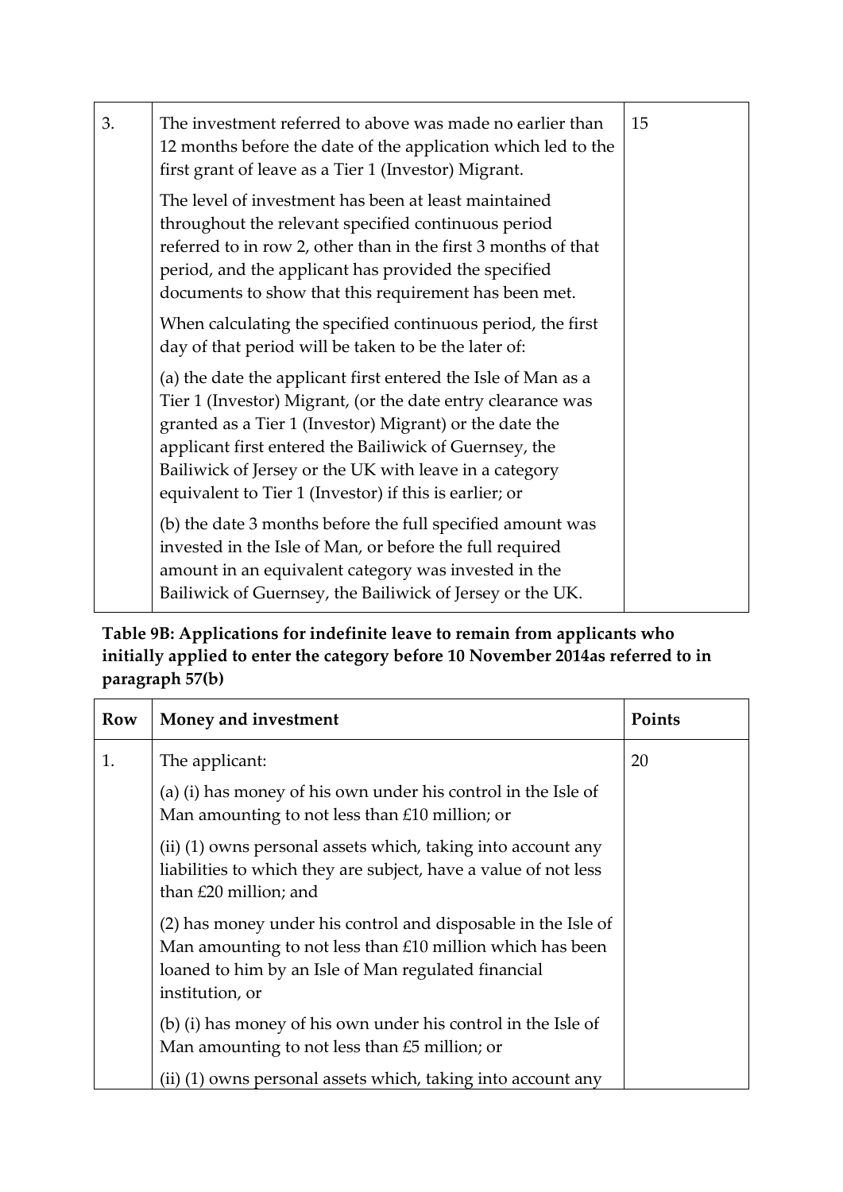| | | |
|---|---|---|
| 3. | The investment referred to above was made no earlier than 12 months before the date of the application which led to the first grant of leave as a Tier 1 (Investor) Migrant.<br><br>The level of investment has been at least maintained throughout the relevant specified continuous period referred to in row 2, other than in the first 3 months of that period, and the applicant has provided the specified documents to show that this requirement has been met.<br><br>When calculating the specified continuous period, the first day of that period will be taken to be the later of:<br><br>(a) the date the applicant first entered the Isle of Man as a Tier 1 (Investor) Migrant, (or the date entry clearance was granted as a Tier 1 (Investor) Migrant) or the date the applicant first entered the Bailiwick of Guernsey, the Bailiwick of Jersey or the UK with leave in a category equivalent to Tier 1 (Investor) if this is earlier; or<br><br>(b) the date 3 months before the full specified amount was invested in the Isle of Man, or before the full required amount in an equivalent category was invested in the Bailiwick of Guernsey, the Bailiwick of Jersey or the UK. | 15 |

**Table 9B: Applications for indefinite leave to remain from applicants who initially applied to enter the category before 10 November 2014as referred to in paragraph 57(b)**

| Row | Money and investment | Points |
|---|---|---|
| 1. | The applicant:<br><br>(a) (i) has money of his own under his control in the Isle of Man amounting to not less than £10 million; or<br><br>(ii) (1) owns personal assets which, taking into account any liabilities to which they are subject, have a value of not less than £20 million; and<br><br>(2) has money under his control and disposable in the Isle of Man amounting to not less than £10 million which has been loaned to him by an Isle of Man regulated financial institution, or<br><br>(b) (i) has money of his own under his control in the Isle of Man amounting to not less than £5 million; or<br><br>(ii) (1) owns personal assets which, taking into account any | 20 |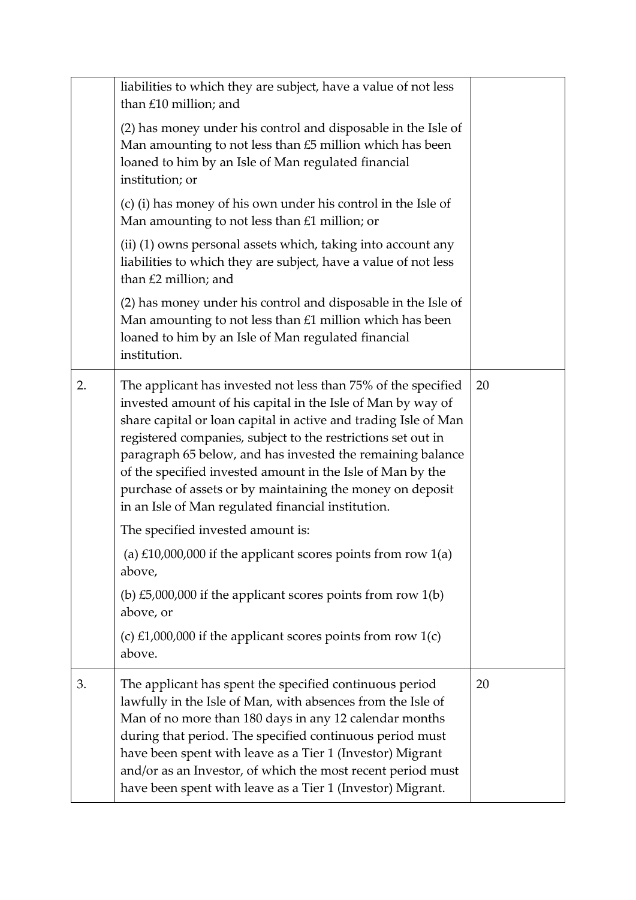|  |  |  |
|---|---|---|
|  | liabilities to which they are subject, have a value of not less than £10 million; and<br><br>(2) has money under his control and disposable in the Isle of Man amounting to not less than £5 million which has been loaned to him by an Isle of Man regulated financial institution; or<br><br>(c) (i) has money of his own under his control in the Isle of Man amounting to not less than £1 million; or<br><br>(ii) (1) owns personal assets which, taking into account any liabilities to which they are subject, have a value of not less than £2 million; and<br><br>(2) has money under his control and disposable in the Isle of Man amounting to not less than £1 million which has been loaned to him by an Isle of Man regulated financial institution. |  |
| 2. | The applicant has invested not less than 75% of the specified invested amount of his capital in the Isle of Man by way of share capital or loan capital in active and trading Isle of Man registered companies, subject to the restrictions set out in paragraph 65 below, and has invested the remaining balance of the specified invested amount in the Isle of Man by the purchase of assets or by maintaining the money on deposit in an Isle of Man regulated financial institution.<br><br>The specified invested amount is:<br><br>(a) £10,000,000 if the applicant scores points from row 1(a) above,<br><br>(b) £5,000,000 if the applicant scores points from row 1(b) above, or<br><br>(c) £1,000,000 if the applicant scores points from row 1(c) above. | 20 |
| 3. | The applicant has spent the specified continuous period lawfully in the Isle of Man, with absences from the Isle of Man of no more than 180 days in any 12 calendar months during that period. The specified continuous period must have been spent with leave as a Tier 1 (Investor) Migrant and/or as an Investor, of which the most recent period must have been spent with leave as a Tier 1 (Investor) Migrant. | 20 |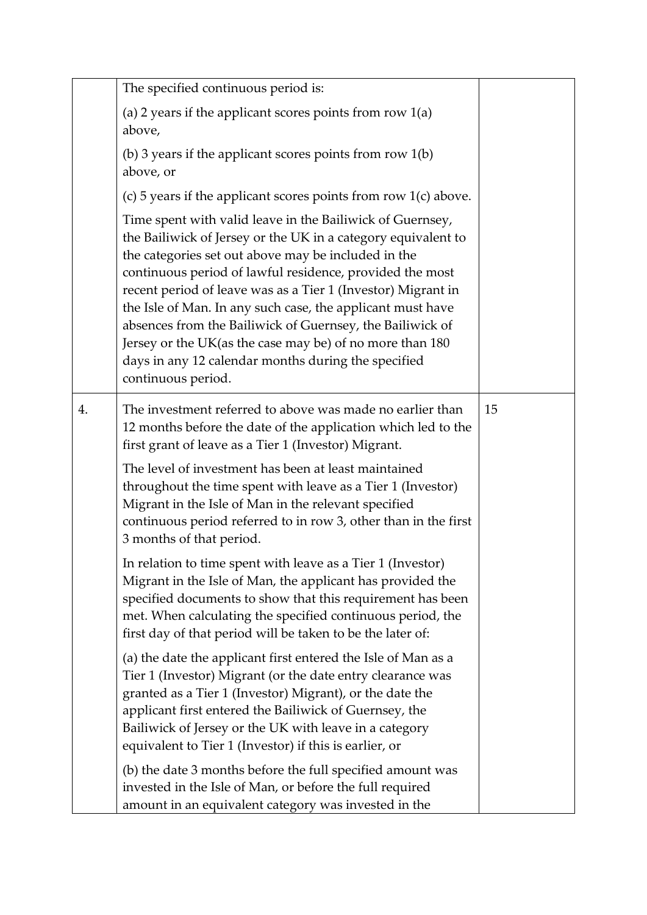| | | |
|---|---|---|
| | The specified continuous period is:<br><br>(a) 2 years if the applicant scores points from row 1(a) above,<br><br>(b) 3 years if the applicant scores points from row 1(b) above, or<br><br>(c) 5 years if the applicant scores points from row 1(c) above.<br><br>Time spent with valid leave in the Bailiwick of Guernsey, the Bailiwick of Jersey or the UK in a category equivalent to the categories set out above may be included in the continuous period of lawful residence, provided the most recent period of leave was as a Tier 1 (Investor) Migrant in the Isle of Man. In any such case, the applicant must have absences from the Bailiwick of Guernsey, the Bailiwick of Jersey or the UK(as the case may be) of no more than 180 days in any 12 calendar months during the specified continuous period. | |
| 4. | The investment referred to above was made no earlier than 12 months before the date of the application which led to the first grant of leave as a Tier 1 (Investor) Migrant.<br><br>The level of investment has been at least maintained throughout the time spent with leave as a Tier 1 (Investor) Migrant in the Isle of Man in the relevant specified continuous period referred to in row 3, other than in the first 3 months of that period.<br><br>In relation to time spent with leave as a Tier 1 (Investor) Migrant in the Isle of Man, the applicant has provided the specified documents to show that this requirement has been met. When calculating the specified continuous period, the first day of that period will be taken to be the later of:<br><br>(a) the date the applicant first entered the Isle of Man as a Tier 1 (Investor) Migrant (or the date entry clearance was granted as a Tier 1 (Investor) Migrant), or the date the applicant first entered the Bailiwick of Guernsey, the Bailiwick of Jersey or the UK with leave in a category equivalent to Tier 1 (Investor) if this is earlier, or<br><br>(b) the date 3 months before the full specified amount was invested in the Isle of Man, or before the full required amount in an equivalent category was invested in the | 15 |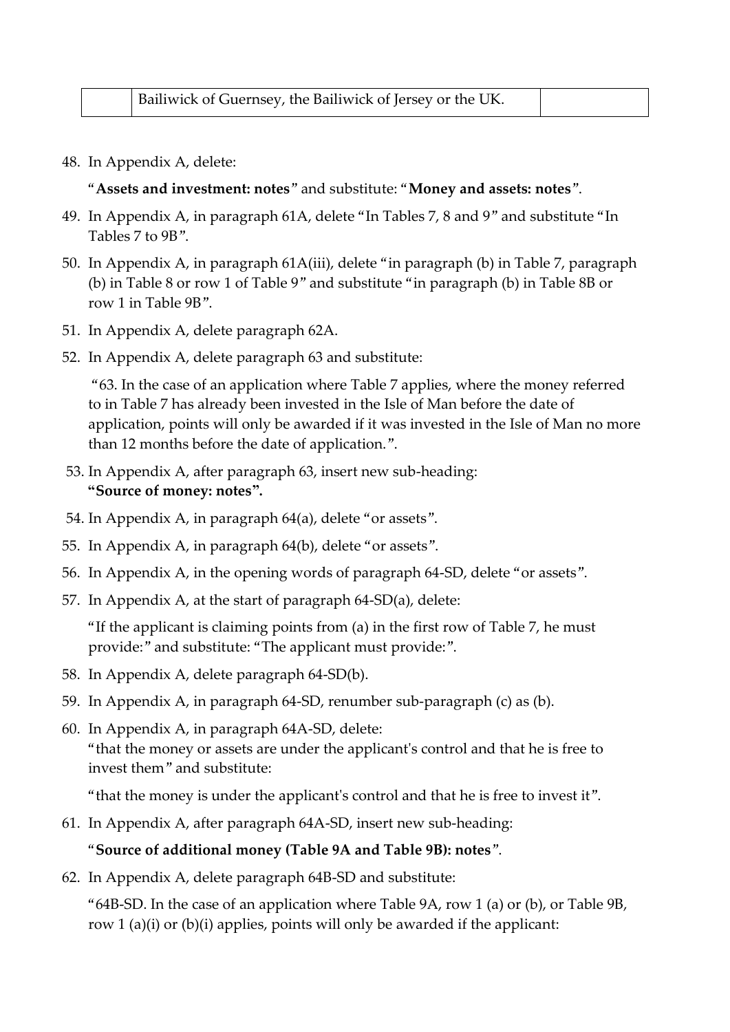| | Bailiwick of Guernsey, the Bailiwick of Jersey or the UK. | |
|---|---|---|

48. In Appendix A, delete:

    "**Assets and investment: notes**" and substitute: "**Money and assets: notes**".

49. In Appendix A, in paragraph 61A, delete "In Tables 7, 8 and 9" and substitute "In Tables 7 to 9B".

50. In Appendix A, in paragraph 61A(iii), delete "in paragraph (b) in Table 7, paragraph (b) in Table 8 or row 1 of Table 9" and substitute "in paragraph (b) in Table 8B or row 1 in Table 9B".

51. In Appendix A, delete paragraph 62A.

52. In Appendix A, delete paragraph 63 and substitute:

    "63. In the case of an application where Table 7 applies, where the money referred to in Table 7 has already been invested in the Isle of Man before the date of application, points will only be awarded if it was invested in the Isle of Man no more than 12 months before the date of application.".

53. In Appendix A, after paragraph 63, insert new sub-heading:
    **"Source of money: notes".**

54. In Appendix A, in paragraph 64(a), delete "or assets".

55. In Appendix A, in paragraph 64(b), delete "or assets".

56. In Appendix A, in the opening words of paragraph 64-SD, delete "or assets".

57. In Appendix A, at the start of paragraph 64-SD(a), delete:

    "If the applicant is claiming points from (a) in the first row of Table 7, he must provide:" and substitute: "The applicant must provide:".

58. In Appendix A, delete paragraph 64-SD(b).

59. In Appendix A, in paragraph 64-SD, renumber sub-paragraph (c) as (b).

60. In Appendix A, in paragraph 64A-SD, delete:
    "that the money or assets are under the applicant's control and that he is free to invest them" and substitute:

    "that the money is under the applicant's control and that he is free to invest it".

61. In Appendix A, after paragraph 64A-SD, insert new sub-heading:

    "**Source of additional money (Table 9A and Table 9B): notes**".

62. In Appendix A, delete paragraph 64B-SD and substitute:

    "64B-SD. In the case of an application where Table 9A, row 1 (a) or (b), or Table 9B, row 1 (a)(i) or (b)(i) applies, points will only be awarded if the applicant: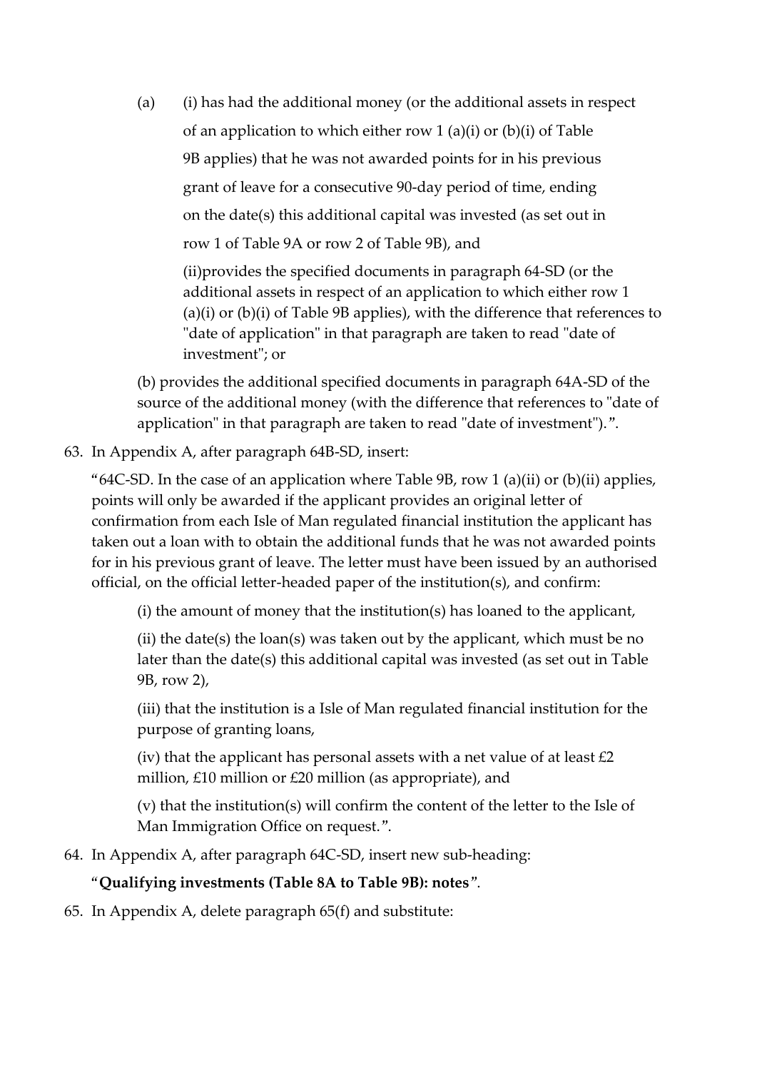(a) (i) has had the additional money (or the additional assets in respect of an application to which either row 1 (a)(i) or (b)(i) of Table 9B applies) that he was not awarded points for in his previous grant of leave for a consecutive 90-day period of time, ending on the date(s) this additional capital was invested (as set out in row 1 of Table 9A or row 2 of Table 9B), and

(ii)provides the specified documents in paragraph 64-SD (or the additional assets in respect of an application to which either row 1 (a)(i) or (b)(i) of Table 9B applies), with the difference that references to "date of application" in that paragraph are taken to read "date of investment"; or

(b) provides the additional specified documents in paragraph 64A-SD of the source of the additional money (with the difference that references to "date of application" in that paragraph are taken to read "date of investment").".

63. In Appendix A, after paragraph 64B-SD, insert:

"64C-SD. In the case of an application where Table 9B, row 1 (a)(ii) or (b)(ii) applies, points will only be awarded if the applicant provides an original letter of confirmation from each Isle of Man regulated financial institution the applicant has taken out a loan with to obtain the additional funds that he was not awarded points for in his previous grant of leave. The letter must have been issued by an authorised official, on the official letter-headed paper of the institution(s), and confirm:

(i) the amount of money that the institution(s) has loaned to the applicant,

(ii) the date(s) the loan(s) was taken out by the applicant, which must be no later than the date(s) this additional capital was invested (as set out in Table 9B, row 2),

(iii) that the institution is a Isle of Man regulated financial institution for the purpose of granting loans,

(iv) that the applicant has personal assets with a net value of at least £2 million, £10 million or £20 million (as appropriate), and

(v) that the institution(s) will confirm the content of the letter to the Isle of Man Immigration Office on request.".

64. In Appendix A, after paragraph 64C-SD, insert new sub-heading:

"**Qualifying investments (Table 8A to Table 9B): notes**".

65. In Appendix A, delete paragraph 65(f) and substitute: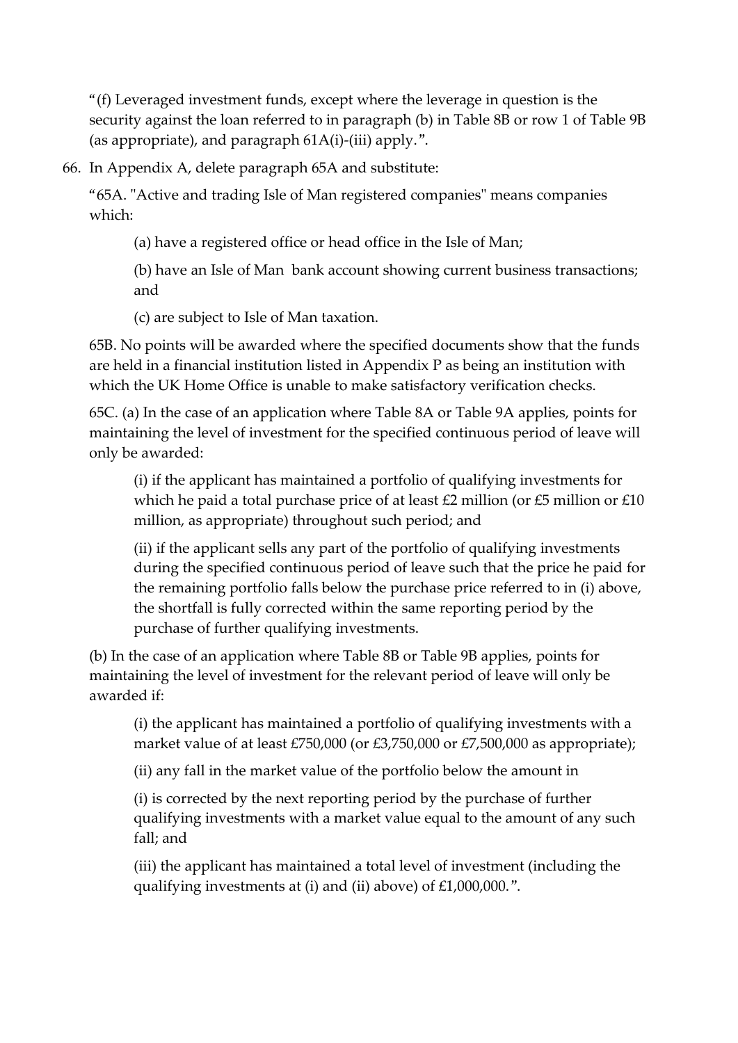"(f) Leveraged investment funds, except where the leverage in question is the security against the loan referred to in paragraph (b) in Table 8B or row 1 of Table 9B (as appropriate), and paragraph 61A(i)-(iii) apply.".

66. In Appendix A, delete paragraph 65A and substitute:

"65A. "Active and trading Isle of Man registered companies" means companies which:

> (a) have a registered office or head office in the Isle of Man;
>
> (b) have an Isle of Man bank account showing current business transactions; and
>
> (c) are subject to Isle of Man taxation.

65B. No points will be awarded where the specified documents show that the funds are held in a financial institution listed in Appendix P as being an institution with which the UK Home Office is unable to make satisfactory verification checks.

65C. (a) In the case of an application where Table 8A or Table 9A applies, points for maintaining the level of investment for the specified continuous period of leave will only be awarded:

> (i) if the applicant has maintained a portfolio of qualifying investments for which he paid a total purchase price of at least £2 million (or £5 million or £10 million, as appropriate) throughout such period; and
>
> (ii) if the applicant sells any part of the portfolio of qualifying investments during the specified continuous period of leave such that the price he paid for the remaining portfolio falls below the purchase price referred to in (i) above, the shortfall is fully corrected within the same reporting period by the purchase of further qualifying investments.

(b) In the case of an application where Table 8B or Table 9B applies, points for maintaining the level of investment for the relevant period of leave will only be awarded if:

> (i) the applicant has maintained a portfolio of qualifying investments with a market value of at least £750,000 (or £3,750,000 or £7,500,000 as appropriate);
>
> (ii) any fall in the market value of the portfolio below the amount in
>
> (i) is corrected by the next reporting period by the purchase of further qualifying investments with a market value equal to the amount of any such fall; and
>
> (iii) the applicant has maintained a total level of investment (including the qualifying investments at (i) and (ii) above) of £1,000,000.".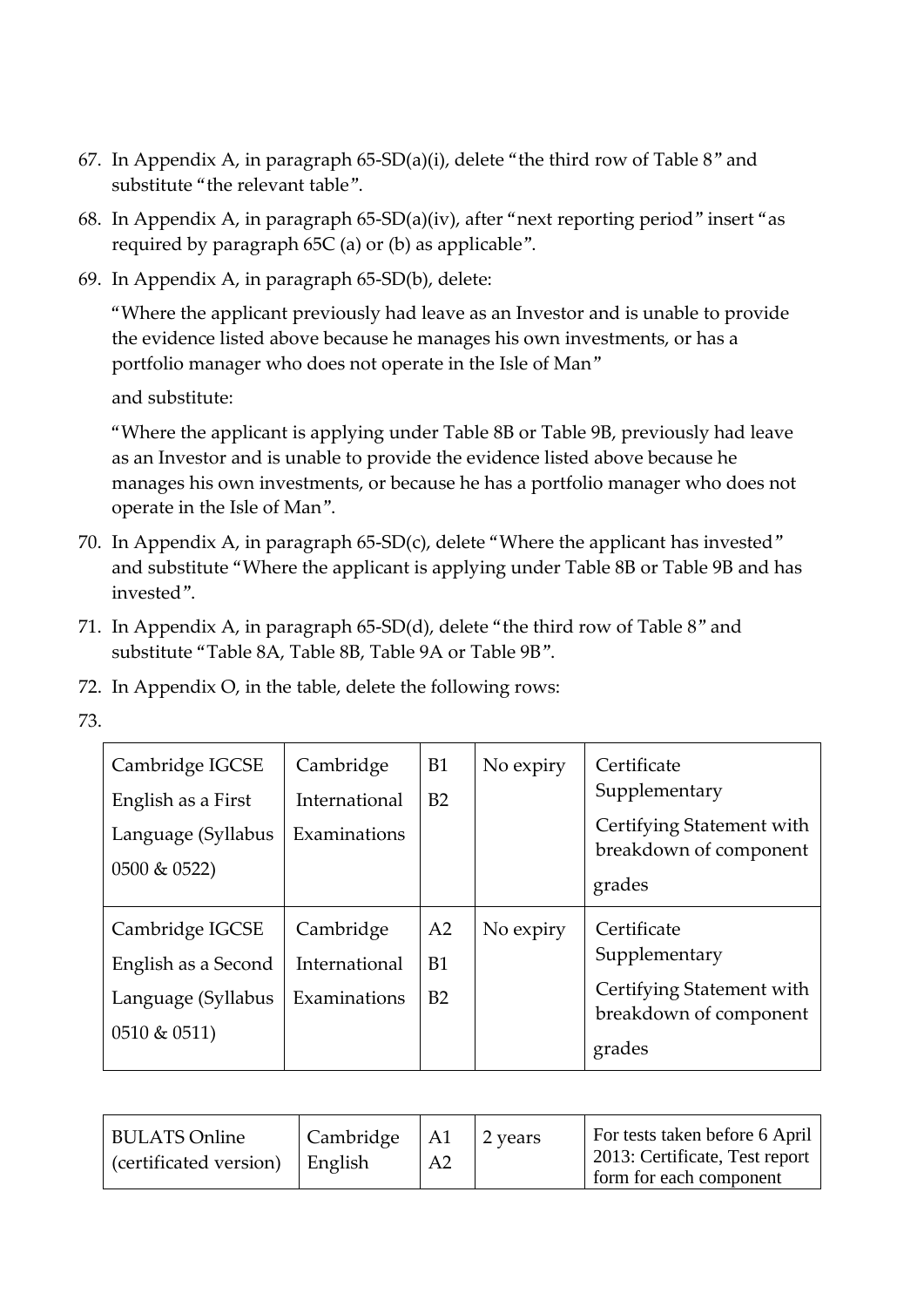67. In Appendix A, in paragraph 65-SD(a)(i), delete "the third row of Table 8" and substitute "the relevant table".

68. In Appendix A, in paragraph 65-SD(a)(iv), after "next reporting period" insert "as required by paragraph 65C (a) or (b) as applicable".

69. In Appendix A, in paragraph 65-SD(b), delete:

    "Where the applicant previously had leave as an Investor and is unable to provide the evidence listed above because he manages his own investments, or has a portfolio manager who does not operate in the Isle of Man"

    and substitute:

    "Where the applicant is applying under Table 8B or Table 9B, previously had leave as an Investor and is unable to provide the evidence listed above because he manages his own investments, or because he has a portfolio manager who does not operate in the Isle of Man".

70. In Appendix A, in paragraph 65-SD(c), delete "Where the applicant has invested" and substitute "Where the applicant is applying under Table 8B or Table 9B and has invested".

71. In Appendix A, in paragraph 65-SD(d), delete "the third row of Table 8" and substitute "Table 8A, Table 8B, Table 9A or Table 9B".

72. In Appendix O, in the table, delete the following rows:

73.

| | | | | |
|---|---|---|---|---|
| Cambridge IGCSE English as a First Language (Syllabus 0500 & 0522) | Cambridge International Examinations | B1 B2 | No expiry | Certificate Supplementary Certifying Statement with breakdown of component grades |
| Cambridge IGCSE English as a Second Language (Syllabus 0510 & 0511) | Cambridge International Examinations | A2 B1 B2 | No expiry | Certificate Supplementary Certifying Statement with breakdown of component grades |

| | | | | |
|---|---|---|---|---|
| BULATS Online (certificated version) | Cambridge English | A1 A2 | 2 years | For tests taken before 6 April 2013: Certificate, Test report form for each component |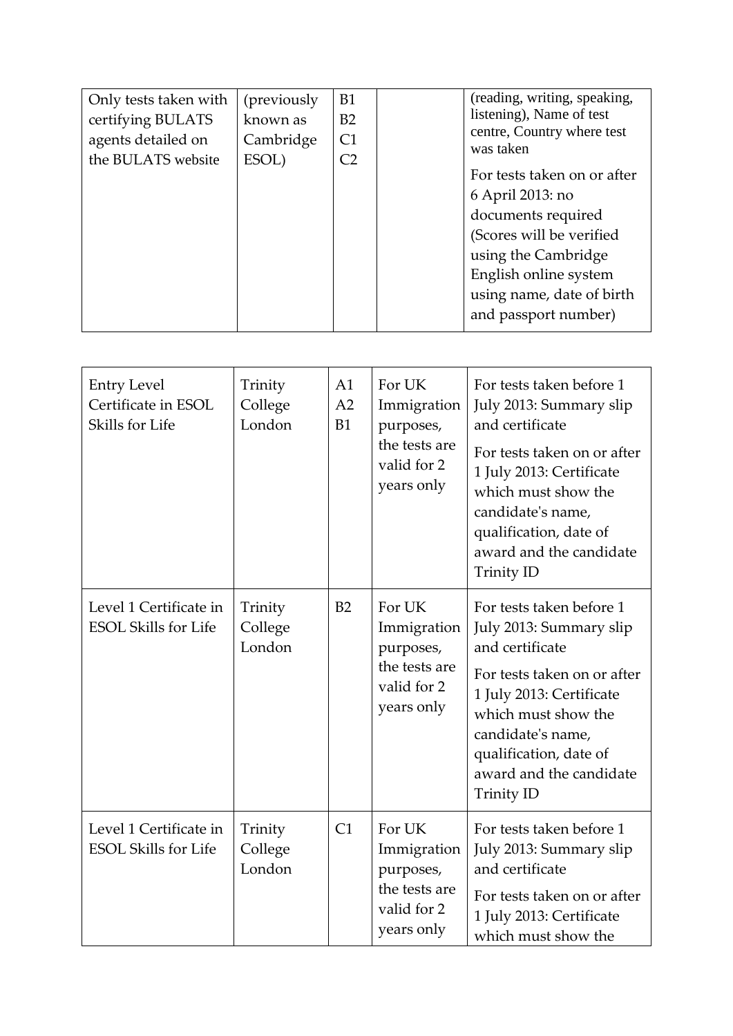| | | | | |
|---|---|---|---|---|
| Only tests taken with certifying BULATS agents detailed on the BULATS website | (previously known as Cambridge ESOL) | B1<br>B2<br>C1<br>C2 | | (reading, writing, speaking, listening), Name of test centre, Country where test was taken<br><br>For tests taken on or after 6 April 2013: no documents required (Scores will be verified using the Cambridge English online system using name, date of birth and passport number) |

| | | | | |
|---|---|---|---|---|
| Entry Level Certificate in ESOL Skills for Life | Trinity College London | A1<br>A2<br>B1 | For UK Immigration purposes, the tests are valid for 2 years only | For tests taken before 1 July 2013: Summary slip and certificate<br><br>For tests taken on or after 1 July 2013: Certificate which must show the candidate's name, qualification, date of award and the candidate Trinity ID |
| Level 1 Certificate in ESOL Skills for Life | Trinity College London | B2 | For UK Immigration purposes, the tests are valid for 2 years only | For tests taken before 1 July 2013: Summary slip and certificate<br><br>For tests taken on or after 1 July 2013: Certificate which must show the candidate's name, qualification, date of award and the candidate Trinity ID |
| Level 1 Certificate in ESOL Skills for Life | Trinity College London | C1 | For UK Immigration purposes, the tests are valid for 2 years only | For tests taken before 1 July 2013: Summary slip and certificate<br><br>For tests taken on or after 1 July 2013: Certificate which must show the |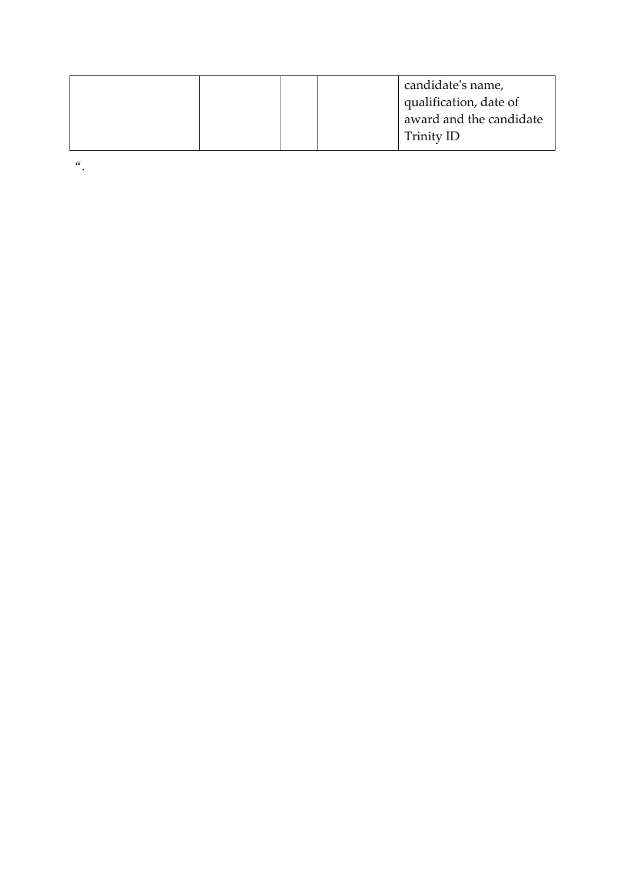| | | | | |
|---|---|---|---|---|
| | | | | candidate's name, qualification, date of award and the candidate Trinity ID |

“.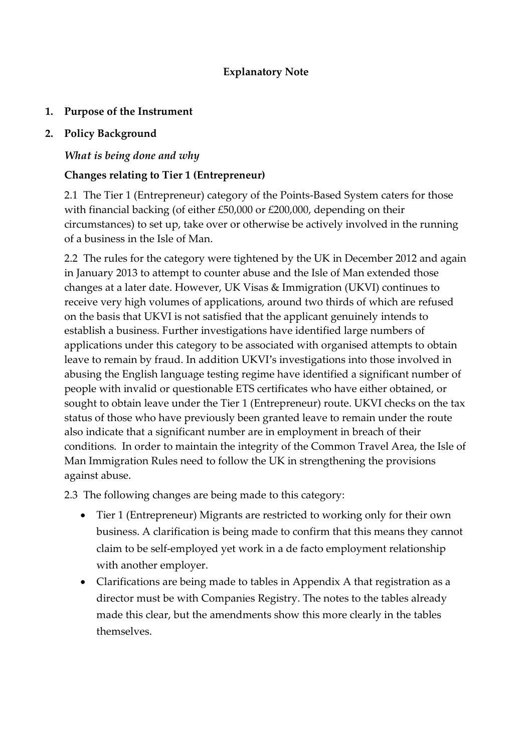## Explanatory Note

**1. Purpose of the Instrument**

**2. Policy Background**

*What is being done and why*

**Changes relating to Tier 1 (Entrepreneur)**

2.1 The Tier 1 (Entrepreneur) category of the Points-Based System caters for those with financial backing (of either £50,000 or £200,000, depending on their circumstances) to set up, take over or otherwise be actively involved in the running of a business in the Isle of Man.

2.2 The rules for the category were tightened by the UK in December 2012 and again in January 2013 to attempt to counter abuse and the Isle of Man extended those changes at a later date. However, UK Visas & Immigration (UKVI) continues to receive very high volumes of applications, around two thirds of which are refused on the basis that UKVI is not satisfied that the applicant genuinely intends to establish a business. Further investigations have identified large numbers of applications under this category to be associated with organised attempts to obtain leave to remain by fraud. In addition UKVI's investigations into those involved in abusing the English language testing regime have identified a significant number of people with invalid or questionable ETS certificates who have either obtained, or sought to obtain leave under the Tier 1 (Entrepreneur) route. UKVI checks on the tax status of those who have previously been granted leave to remain under the route also indicate that a significant number are in employment in breach of their conditions. In order to maintain the integrity of the Common Travel Area, the Isle of Man Immigration Rules need to follow the UK in strengthening the provisions against abuse.

2.3 The following changes are being made to this category:

- Tier 1 (Entrepreneur) Migrants are restricted to working only for their own business. A clarification is being made to confirm that this means they cannot claim to be self-employed yet work in a de facto employment relationship with another employer.
- Clarifications are being made to tables in Appendix A that registration as a director must be with Companies Registry. The notes to the tables already made this clear, but the amendments show this more clearly in the tables themselves.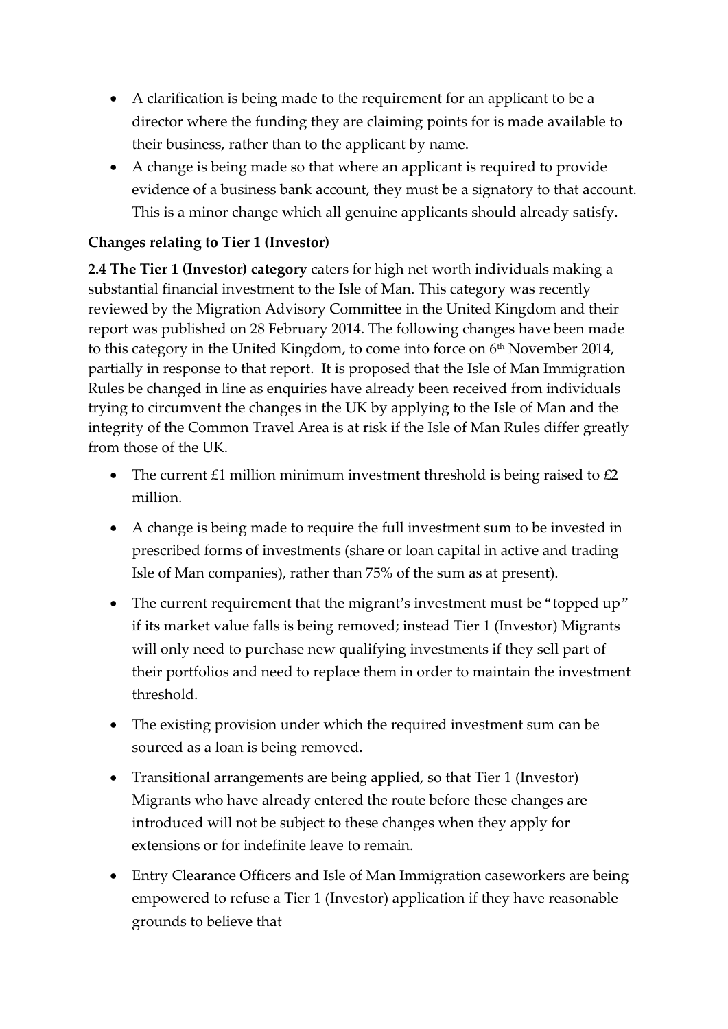- A clarification is being made to the requirement for an applicant to be a director where the funding they are claiming points for is made available to their business, rather than to the applicant by name.
- A change is being made so that where an applicant is required to provide evidence of a business bank account, they must be a signatory to that account. This is a minor change which all genuine applicants should already satisfy.

**Changes relating to Tier 1 (Investor)**

**2.4 The Tier 1 (Investor) category** caters for high net worth individuals making a substantial financial investment to the Isle of Man. This category was recently reviewed by the Migration Advisory Committee in the United Kingdom and their report was published on 28 February 2014. The following changes have been made to this category in the United Kingdom, to come into force on 6th November 2014, partially in response to that report. It is proposed that the Isle of Man Immigration Rules be changed in line as enquiries have already been received from individuals trying to circumvent the changes in the UK by applying to the Isle of Man and the integrity of the Common Travel Area is at risk if the Isle of Man Rules differ greatly from those of the UK.

- The current £1 million minimum investment threshold is being raised to £2 million.
- A change is being made to require the full investment sum to be invested in prescribed forms of investments (share or loan capital in active and trading Isle of Man companies), rather than 75% of the sum as at present).
- The current requirement that the migrant's investment must be "topped up" if its market value falls is being removed; instead Tier 1 (Investor) Migrants will only need to purchase new qualifying investments if they sell part of their portfolios and need to replace them in order to maintain the investment threshold.
- The existing provision under which the required investment sum can be sourced as a loan is being removed.
- Transitional arrangements are being applied, so that Tier 1 (Investor) Migrants who have already entered the route before these changes are introduced will not be subject to these changes when they apply for extensions or for indefinite leave to remain.
- Entry Clearance Officers and Isle of Man Immigration caseworkers are being empowered to refuse a Tier 1 (Investor) application if they have reasonable grounds to believe that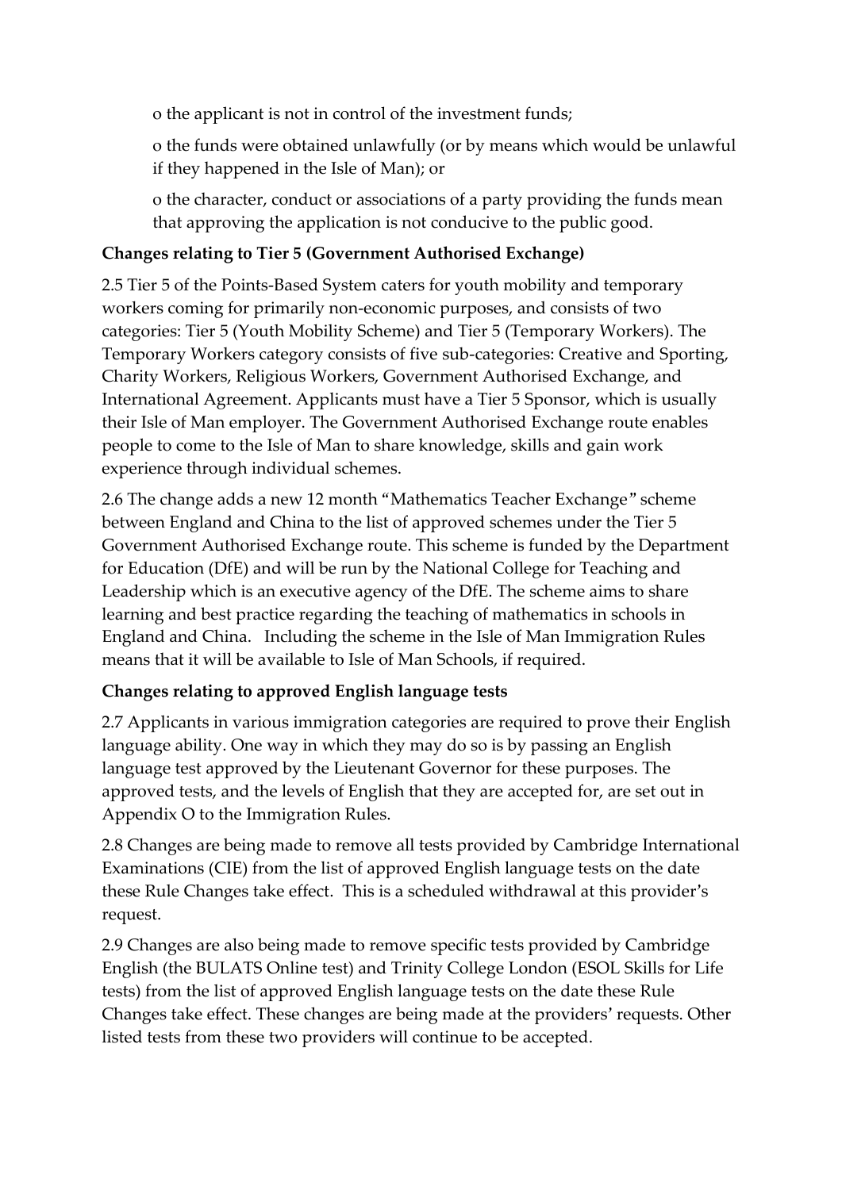o the applicant is not in control of the investment funds;

o the funds were obtained unlawfully (or by means which would be unlawful if they happened in the Isle of Man); or

o the character, conduct or associations of a party providing the funds mean that approving the application is not conducive to the public good.

**Changes relating to Tier 5 (Government Authorised Exchange)**

2.5 Tier 5 of the Points-Based System caters for youth mobility and temporary workers coming for primarily non-economic purposes, and consists of two categories: Tier 5 (Youth Mobility Scheme) and Tier 5 (Temporary Workers). The Temporary Workers category consists of five sub-categories: Creative and Sporting, Charity Workers, Religious Workers, Government Authorised Exchange, and International Agreement. Applicants must have a Tier 5 Sponsor, which is usually their Isle of Man employer. The Government Authorised Exchange route enables people to come to the Isle of Man to share knowledge, skills and gain work experience through individual schemes.

2.6 The change adds a new 12 month "Mathematics Teacher Exchange" scheme between England and China to the list of approved schemes under the Tier 5 Government Authorised Exchange route. This scheme is funded by the Department for Education (DfE) and will be run by the National College for Teaching and Leadership which is an executive agency of the DfE. The scheme aims to share learning and best practice regarding the teaching of mathematics in schools in England and China. Including the scheme in the Isle of Man Immigration Rules means that it will be available to Isle of Man Schools, if required.

**Changes relating to approved English language tests**

2.7 Applicants in various immigration categories are required to prove their English language ability. One way in which they may do so is by passing an English language test approved by the Lieutenant Governor for these purposes. The approved tests, and the levels of English that they are accepted for, are set out in Appendix O to the Immigration Rules.

2.8 Changes are being made to remove all tests provided by Cambridge International Examinations (CIE) from the list of approved English language tests on the date these Rule Changes take effect. This is a scheduled withdrawal at this provider's request.

2.9 Changes are also being made to remove specific tests provided by Cambridge English (the BULATS Online test) and Trinity College London (ESOL Skills for Life tests) from the list of approved English language tests on the date these Rule Changes take effect. These changes are being made at the providers' requests. Other listed tests from these two providers will continue to be accepted.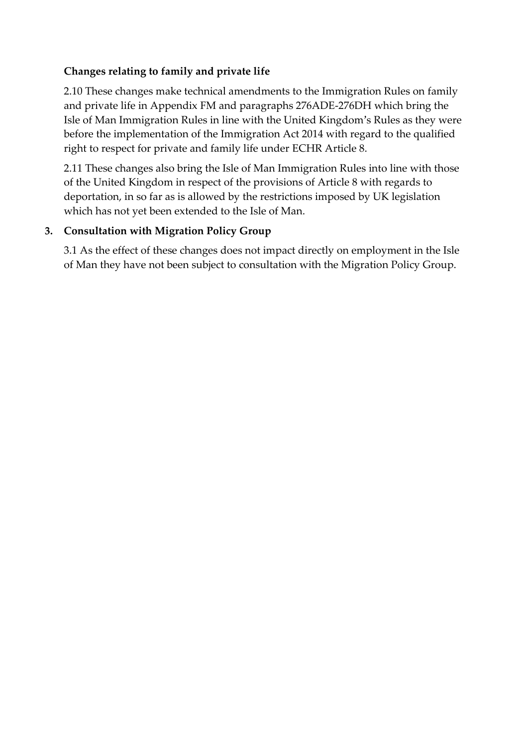**Changes relating to family and private life**

2.10 These changes make technical amendments to the Immigration Rules on family and private life in Appendix FM and paragraphs 276ADE-276DH which bring the Isle of Man Immigration Rules in line with the United Kingdom's Rules as they were before the implementation of the Immigration Act 2014 with regard to the qualified right to respect for private and family life under ECHR Article 8.

2.11 These changes also bring the Isle of Man Immigration Rules into line with those of the United Kingdom in respect of the provisions of Article 8 with regards to deportation, in so far as is allowed by the restrictions imposed by UK legislation which has not yet been extended to the Isle of Man.

## 3. Consultation with Migration Policy Group

3.1 As the effect of these changes does not impact directly on employment in the Isle of Man they have not been subject to consultation with the Migration Policy Group.